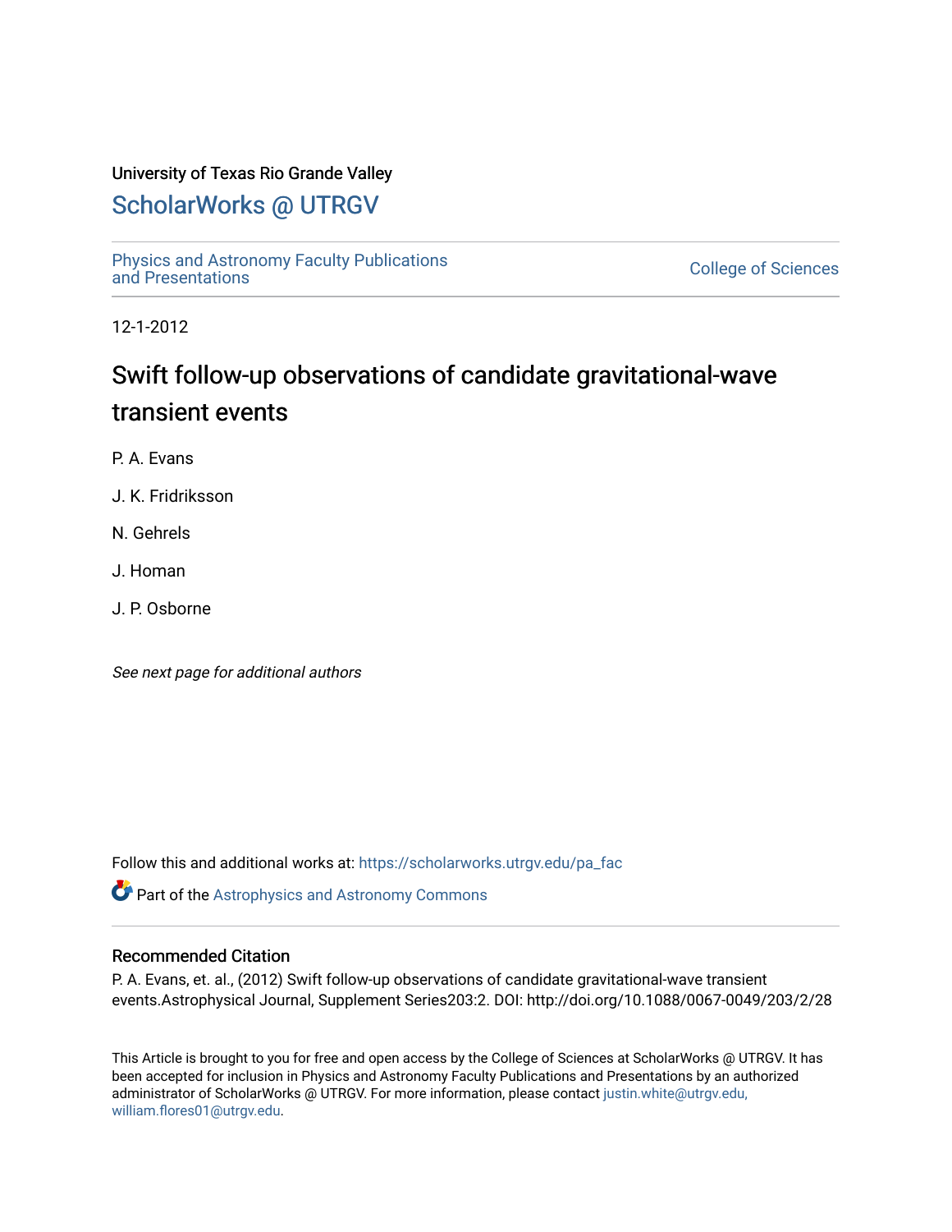University of Texas Rio Grande Valley

# ScholarWorks @ UTRGV

Physics and Astronomy Faculty Publications and Presentations

College of Sciences

12-1-2012

# Swift follow-up observations of candidate gravitational-wave transient events

P. A. Evans

J. K. Fridriksson

N. Gehrels

J. Homan

J. P. Osborne

*See next page for additional authors*

Follow this and additional works at: https://scholarworks.utrgv.edu/pa_fac

Part of the Astrophysics and Astronomy Commons

## Recommended Citation

P. A. Evans, et. al., (2012) Swift follow-up observations of candidate gravitational-wave transient events.Astrophysical Journal, Supplement Series203:2. DOI: http://doi.org/10.1088/0067-0049/203/2/28

This Article is brought to you for free and open access by the College of Sciences at ScholarWorks @ UTRGV. It has been accepted for inclusion in Physics and Astronomy Faculty Publications and Presentations by an authorized administrator of ScholarWorks @ UTRGV. For more information, please contact justin.white@utrgv.edu, william.flores01@utrgv.edu.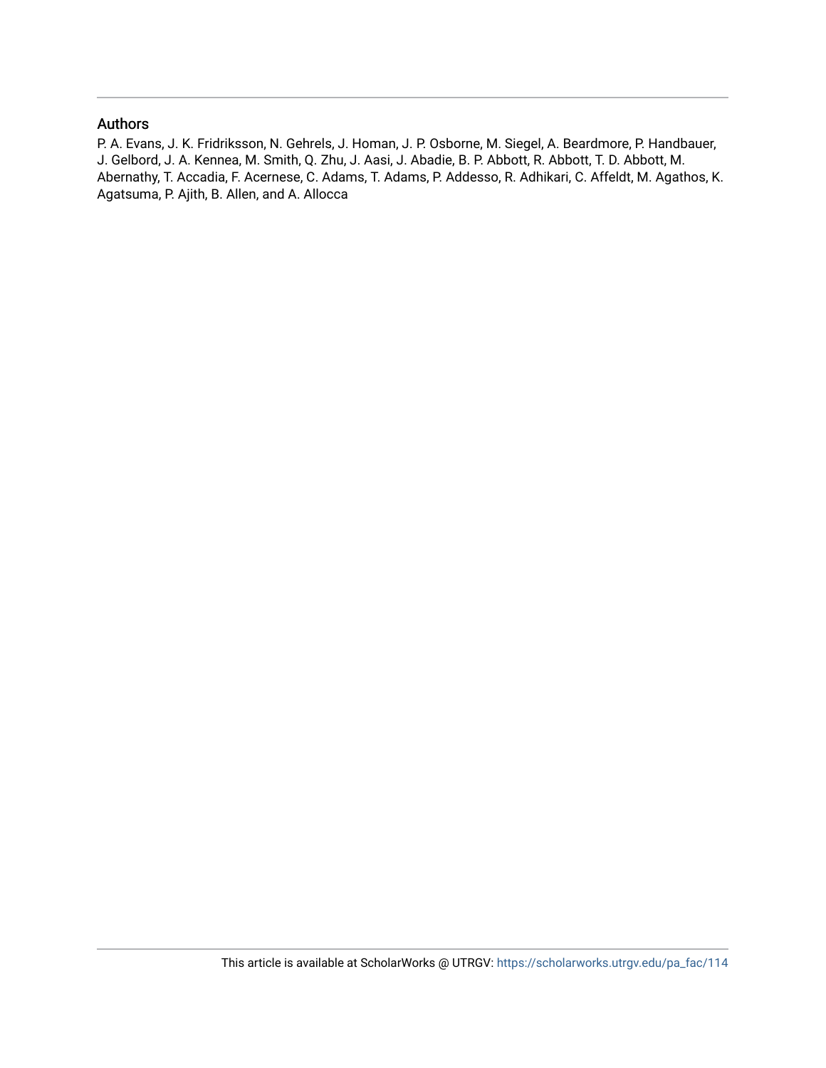## Authors

P. A. Evans, J. K. Fridriksson, N. Gehrels, J. Homan, J. P. Osborne, M. Siegel, A. Beardmore, P. Handbauer, J. Gelbord, J. A. Kennea, M. Smith, Q. Zhu, J. Aasi, J. Abadie, B. P. Abbott, R. Abbott, T. D. Abbott, M. Abernathy, T. Accadia, F. Acernese, C. Adams, T. Adams, P. Addesso, R. Adhikari, C. Affeldt, M. Agathos, K. Agatsuma, P. Ajith, B. Allen, and A. Allocca

This article is available at ScholarWorks @ UTRGV: https://scholarworks.utrgv.edu/pa_fac/114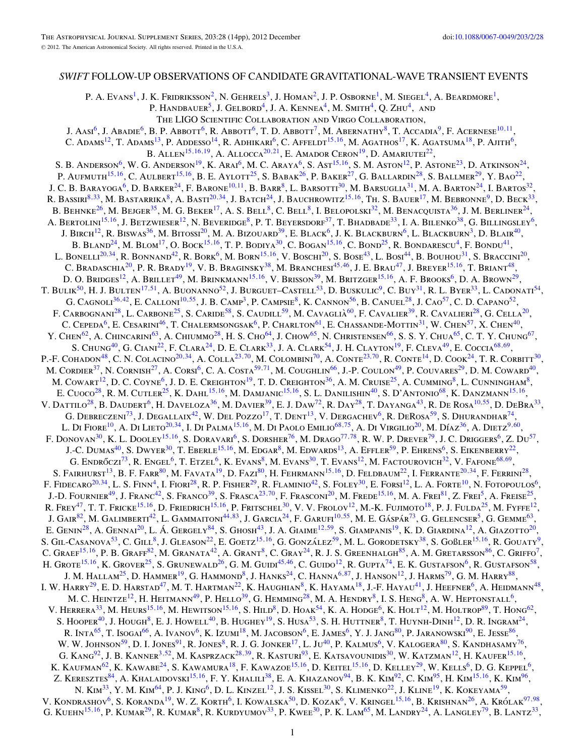# *SWIFT* FOLLOW-UP OBSERVATIONS OF CANDIDATE GRAVITATIONAL-WAVE TRANSIENT EVENTS

P. A. Evans[1], J. K. Fridriksson[2], N. Gehrels[3], J. Homan[2], J. P. Osborne[1], M. Siegel[4], A. Beardmore[1], P. Handbauer[5], J. Gelbord[4], J. A. Kennea[4], M. Smith[4], Q. Zhu[4], and The LIGO Scientific Collaboration and Virgo Collaboration, J. Aasi[6], J. Abadie[6], B. P. Abbott[6], R. Abbott[6], T. D. Abbott[7], M. Abernathy[8], T. Accadia[9], F. Acernese[10,11], C. Adams[12], T. Adams[13], P. Addesso[14], R. Adhikari[6], C. Affeldt[15,16], M. Agathos[17], K. Agatsuma[18], P. Ajith[6], B. Allen[15,16,19], A. Allocca[20,21], E. Amador Ceron[19], D. Amariutei[22], S. B. Anderson[6], W. G. Anderson[19], K. Arai[6], M. C. Araya[6], S. Ast[15,16], S. M. Aston[12], P. Astone[23], D. Atkinson[24], P. Aufmuth[15,16], C. Aulbert[15,16], B. E. Aylott[25], S. Babak[26], P. Baker[27], G. Ballardin[28], S. Ballmer[29], Y. Bao[22], J. C. B. Barayoga[6], D. Barker[24], F. Barone[10,11], B. Barr[8], L. Barsotti[30], M. Barsuglia[31], M. A. Barton[24], I. Bartos[32], R. Bassiri[8,33], M. Bastarrika[8], A. Basti[20,34], J. Batch[24], J. Bauchrowitz[15,16], Th. S. Bauer[17], M. Bebronne[9], D. Beck[33], B. Behnke[26], M. Bejger[35], M. G. Beker[17], A. S. Bell[8], C. Bell[8], I. Belopolski[32], M. Benacquista[36], J. M. Berliner[24], A. Bertolini[15,16], J. Betzwieser[12], N. Beveridge[8], P. T. Beyersdorf[37], T. Bhadbade[33], I. A. Bilenko[38], G. Billingsley[6], J. Birch[12], R. Biswas[36], M. Bitossi[20], M. A. Bizouard[39], E. Black[6], J. K. Blackburn[6], L. Blackburn[3], D. Blair[40], B. Bland[24], M. Blom[17], O. Bock[15,16], T. P. Bodiya[30], C. Bogan[15,16], C. Bond[25], R. Bondarescu[4], F. Bondu[41], L. Bonelli[20,34], R. Bonnand[42], R. Bork[6], M. Born[15,16], V. Boschi[20], S. Bose[43], L. Bosi[44], B. Bouhou[31], S. Braccini[20], C. Bradaschia[20], P. R. Brady[19], V. B. Braginsky[38], M. Branchesi[45,46], J. E. Brau[47], J. Breyer[15,16], T. Briant[48], D. O. Bridges[12], A. Brillet[49], M. Brinkmann[15,16], V. Brisson[39], M. Britzger[15,16], A. F. Brooks[6], D. A. Brown[29], T. Bulik[50], H. J. Bulten[17,51], A. Buonanno[52], J. Burguet–Castell[53], D. Buskulic[9], C. Buy[31], R. L. Byer[33], L. Cadonati[54], G. Cagnoli[36,42], E. Calloni[10,55], J. B. Camp[3], P. Campsie[8], K. Cannon[56], B. Canuel[28], J. Cao[57], C. D. Capano[52], F. Carbognani[28], L. Carbone[25], S. Caride[58], S. Caudill[59], M. Cavaglià[60], F. Cavalier[39], R. Cavalieri[28], G. Cella[20], C. Cepeda[6], E. Cesarini[46], T. Chalermsongsak[6], P. Charlton[61], E. Chassande-Mottin[31], W. Chen[57], X. Chen[40], Y. Chen[62], A. Chincarini[63], A. Chiummo[28], H. S. Cho[64], J. Chow[65], N. Christensen[66], S. S. Y. Chua[65], C. T. Y. Chung[67], S. Chung[40], G. Ciani[22], F. Clara[24], D. E. Clark[33], J. A. Clark[54], J. H. Clayton[19], F. Cleva[49], E. Coccia[68,69], P.-F. Cohadon[48], C. N. Colacino[20,34], A. Colla[23,70], M. Colombini[70], A. Conte[23,70], R. Conte[14], D. Cook[24], T. R. Corbitt[30], M. Cordier[37], N. Cornish[27], A. Corsi[6], C. A. Costa[59,71], M. Coughlin[66], J.-P. Coulon[49], P. Couvares[29], D. M. Coward[40], M. Cowart[12], D. C. Coyne[6], J. D. E. Creighton[19], T. D. Creighton[36], A. M. Cruise[25], A. Cumming[8], L. Cunningham[8], E. Cuoco[28], R. M. Cutler[25], K. Dahl[15,16], M. Damjanic[15,16], S. L. Danilishin[40], S. D'Antonio[68], K. Danzmann[15,16], V. Dattilo[28], B. Daudert[6], H. Daveloza[36], M. Davier[39], E. J. Daw[72], R. Day[28], T. Dayanga[43], R. De Rosa[10,55], D. DeBra[33], G. Debreczeni[73], J. Degallaix[42], W. Del Pozzo[17], T. Dent[13], V. Dergachev[6], R. DeRosa[59], S. Dhurandhar[74], L. Di Fiore[10], A. Di Lieto[20,34], I. Di Palma[15,16], M. Di Paolo Emilio[68,75], A. Di Virgilio[20], M. Díaz[36], A. Dietz[9,60], F. Donovan[30], K. L. Dooley[15,16], S. Doravari[6], S. Dorsher[76], M. Drago[77,78], R. W. P. Drever[79], J. C. Driggers[6], Z. Du[57], J.-C. Dumas[40], S. Dwyer[30], T. Eberle[15,16], M. Edgar[8], M. Edwards[13], A. Effler[59], P. Ehrens[6], S. Eikenberry[22], G. Endrőczi[73], R. Engel[6], T. Etzel[6], K. Evans[8], M. Evans[30], T. Evans[12], M. Factourovich[32], V. Fafone[68,69], S. Fairhurst[13], B. F. Farr[80], M. Favata[19], D. Fazi[80], H. Fehrmann[15,16], D. Feldbaum[22], I. Ferrante[20,34], F. Ferrini[28], F. Fidecaro[20,34], L. S. Finn[4], I. Fiori[28], R. P. Fisher[29], R. Flaminio[42], S. Foley[30], E. Forsi[12], L. A. Forte[10], N. Fotopoulos[6], J.-D. Fournier[49], J. Franc[42], S. Franco[39], S. Frasca[23,70], F. Frasconi[20], M. Frede[15,16], M. A. Frei[81], Z. Frei[5], A. Freise[25], R. Frey[47], T. T. Fricke[15,16], D. Friedrich[15,16], P. Fritschel[30], V. V. Frolov[12], M.-K. Fujimoto[18], P. J. Fulda[25], M. Fyffe[12], J. Gair[82], M. Galimberti[42], L. Gammaitoni[44,83], J. Garcia[24], F. Garufi[10,55], M. E. Gáspár[73], G. Gelencser[5], G. Gemme[63], E. Genin[28], A. Gennai[20], L. Á. Gergely[84], S. Ghosh[43], J. A. Giaime[12,59], S. Giampanis[19], K. D. Giardina[12], A. Giazotto[20], S. Gil-Casanova[53], C. Gill[8], J. Gleason[22], E. Goetz[15,16], G. González[59], M. L. Gorodetsky[38], S. Goßler[15,16], R. Gouaty[9], C. Graef[15,16], P. B. Graff[82], M. Granata[42], A. Grant[8], C. Gray[24], R. J. S. Greenhalgh[85], A. M. Gretarsson[86], C. Griffo[7], H. Grote[15,16], K. Grover[25], S. Grunewald[26], G. M. Guidi[45,46], C. Guido[12], R. Gupta[74], E. K. Gustafson[6], R. Gustafson[58], J. M. Hallam[25], D. Hammer[19], G. Hammond[8], J. Hanks[24], C. Hanna[6,87], J. Hanson[12], J. Harms[79], G. M. Harry[88], I. W. Harry[29], E. D. Harstad[47], M. T. Hartman[22], K. Haughian[8], K. Hayama[18], J.-F. Hayau[41], J. Heefner[6], A. Heidmann[48], M. C. Heintze[12], H. Heitmann[49], P. Hello[39], G. Hemming[28], M. A. Hendry[8], I. S. Heng[8], A. W. Heptonstall[6], V. Herrera[33], M. Heurs[15,16], M. Hewitson[15,16], S. Hild[8], D. Hoak[54], K. A. Hodge[6], K. Holt[12], M. Holtrop[89], T. Hong[62], S. Hooper[40], J. Hough[8], E. J. Howell[40], B. Hughey[19], S. Husa[53], S. H. Huttner[8], T. Huynh-Dinh[12], D. R. Ingram[24], R. Inta[65], T. Isogai[66], A. Ivanov[6], K. Izumi[18], M. Jacobson[6], E. James[6], Y. J. Jang[80], P. Jaranowski[90], E. Jesse[86], W. W. Johnson[59], D. I. Jones[91], R. Jones[8], R. J. G. Jonker[17], L. Ju[40], P. Kalmus[6], V. Kalogera[80], S. Kandhasamy[76], G. Kang[92], J. B. Kanner[3,52], M. Kasprzack[28,39], R. Kasturi[93], E. Katsavounidis[30], W. Katzman[12], H. Kaufer[15,16], K. Kaufman[62], K. Kawabe[24], S. Kawamura[18], F. Kawazoe[15,16], D. Keitel[15,16], D. Kelley[29], W. Kells[6], D. G. Keppel[6], Z. Keresztes[84], A. Khalaidovski[15,16], F. Y. Khalili[38], E. A. Khazanov[94], B. K. Kim[92], C. Kim[95], H. Kim[15,16], K. Kim[96], N. Kim[33], Y. M. Kim[64], P. J. King[6], D. L. Kinzel[12], J. S. Kissel[30], S. Klimenko[22], J. Kline[19], K. Kokeyama[59], V. Kondrashov[6], S. Koranda[19], W. Z. Korth[6], I. Kowalska[50], D. Kozak[6], V. Kringel[15,16], B. Krishnan[26], A. Królak[97,98], G. Kuehn[15,16], P. Kumar[29], R. Kumar[8], R. Kurdyumov[33], P. Kwee[30], P. K. Lam[65], M. Landry[24], A. Langley[79], B. Lantz[33],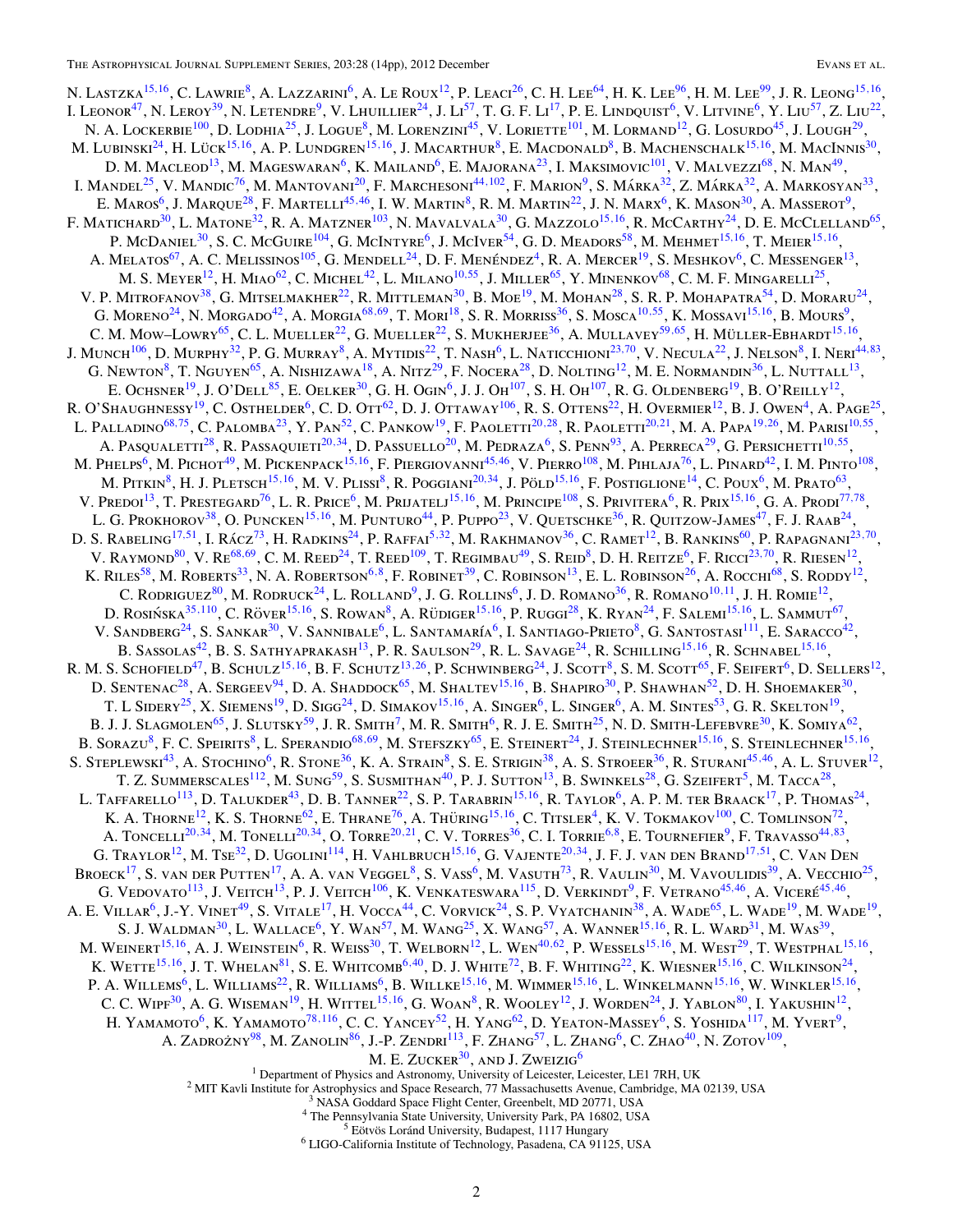N. Lastzka[15,16], C. Lawrie[8], A. Lazzarini[6], A. Le Roux[12], P. Leaci[26], C. H. Lee[64], H. K. Lee[96], H. M. Lee[99], J. R. Leong[15,16], I. Leonor[47], N. Leroy[39], N. Letendre[9], V. Lhuillier[24], J. Li[57], T. G. F. Li[17], P. E. Lindquist[6], V. Litvine[6], Y. Liu[57], Z. Liu[22], N. A. Lockerbie[100], D. Lodhia[25], J. Logue[8], M. Lorenzini[45], V. Loriette[101], M. Lormand[12], G. Losurdo[45], J. Lough[29], M. Lubinski[24], H. Lück[15,16], A. P. Lundgren[15,16], J. Macarthur[8], E. Macdonald[8], B. Machenschalk[15,16], M. MacInnis[30], D. M. Macleod[13], M. Mageswaran[6], K. Mailand[6], E. Majorana[23], I. Maksimovic[101], V. Malvezzi[68], N. Man[49], I. Mandel[25], V. Mandic[76], M. Mantovani[20], F. Marchesoni[44,102], F. Marion[9], S. Márka[32], Z. Márka[32], A. Markosyan[33], E. Maros[6], J. Marque[28], F. Martelli[45,46], I. W. Martin[8], R. M. Martin[22], J. N. Marx[6], K. Mason[30], A. Masserot[9], F. Matichard[30], L. Matone[32], R. A. Matzner[103], N. Mavalvala[30], G. Mazzolo[15,16], R. McCarthy[24], D. E. McClelland[65], P. McDaniel[30], S. C. McGuire[104], G. McIntyre[6], J. McIver[54], G. D. Meadors[58], M. Mehmet[15,16], T. Meier[15,16], A. Melatos[67], A. C. Melissinos[105], G. Mendell[24], D. F. Menéndez[4], R. A. Mercer[19], S. Meshkov[6], C. Messenger[13], M. S. Meyer[12], H. Miao[62], C. Michel[42], L. Milano[10,55], J. Miller[65], Y. Minenkov[68], C. M. F. Mingarelli[25], V. P. Mitrofanov[38], G. Mitselmakher[22], R. Mittleman[30], B. Moe[19], M. Mohan[28], S. R. P. Mohapatra[54], D. Moraru[24], G. Moreno[24], N. Morgado[42], A. Morgia[68,69], T. Mori[18], S. R. Morriss[36], S. Mosca[10,55], K. Mossavi[15,16], B. Mours[9], C. M. Mow–Lowry[65], C. L. Mueller[22], G. Mueller[22], S. Mukherjee[36], A. Mullavey[59,65], H. Müller-Ebhardt[15,16], J. Munch[106], D. Murphy[32], P. G. Murray[8], A. Mytidis[22], T. Nash[6], L. Naticchioni[23,70], V. Necula[22], J. Nelson[8], I. Neri[44,83], G. Newton[8], T. Nguyen[65], A. Nishizawa[18], A. Nitz[29], F. Nocera[28], D. Nolting[12], M. E. Normandin[36], L. Nuttall[13], E. Ochsner[19], J. O'Dell[85], E. Oelker[30], G. H. Ogin[6], J. J. Oh[107], S. H. Oh[107], R. G. Oldenberg[19], B. O'Reilly[12], R. O'Shaughnessy[19], C. Osthelder[6], C. D. Ott[62], D. J. Ottaway[106], R. S. Ottens[22], H. Overmier[12], B. J. Owen[4], A. Page[25], L. Palladino[68,75], C. Palomba[23], Y. Pan[52], C. Pankow[19], F. Paoletti[20,28], R. Paoletti[20,21], M. A. Papa[19,26], M. Parisi[10,55], A. Pasqualetti[28], R. Passaquieti[20,34], D. Passuello[20], M. Pedraza[6], S. Penn[93], A. Perreca[29], G. Persichetti[10,55], M. Phelps[6], M. Pichot[49], M. Pickenpack[15,16], F. Piergiovanni[45,46], V. Pierro[108], M. Pihlaja[76], L. Pinard[42], I. M. Pinto[108], M. Pitkin[8], H. J. Pletsch[15,16], M. V. Plissi[8], R. Poggiani[20,34], J. Pöld[15,16], F. Postiglione[14], C. Poux[6], M. Prato[63], V. Predoi[13], T. Prestegard[76], L. R. Price[6], M. Prijatelj[15,16], M. Principe[108], S. Privitera[6], R. Prix[15,16], G. A. Prodi[77,78], L. G. Prokhorov[38], O. Puncken[15,16], M. Punturo[44], P. Puppo[23], V. Quetschke[36], R. Quitzow-James[47], F. J. Raab[24], D. S. Rabeling[17,51], I. Rácz[73], H. Radkins[24], P. Raffai[5,32], M. Rakhmanov[36], C. Ramet[12], B. Rankins[60], P. Rapagnani[23,70], V. Raymond[80], V. Re[68,69], C. M. Reed[24], T. Reed[109], T. Regimbau[49], S. Reid[8], D. H. Reitze[6], F. Ricci[23,70], R. Riesen[12], K. Riles[58], M. Roberts[33], N. A. Robertson[6,8], F. Robinet[39], C. Robinson[13], E. L. Robinson[26], A. Rocchi[68], S. Roddy[12], C. Rodriguez[80], M. Rodruck[24], L. Rolland[9], J. G. Rollins[6], J. D. Romano[36], R. Romano[10,11], J. H. Romie[12], D. Rosińska[35,110], C. Röver[15,16], S. Rowan[8], A. Rüdiger[15,16], P. Ruggi[28], K. Ryan[24], F. Salemi[15,16], L. Sammut[67], V. Sandberg[24], S. Sankar[30], V. Sannibale[6], L. Santamaría[6], I. Santiago-Prieto[8], G. Santostasi[111], E. Saracco[42], B. Sassolas[42], B. S. Sathyaprakash[13], P. R. Saulson[29], R. L. Savage[24], R. Schilling[15,16], R. Schnabel[15,16], R. M. S. Schofield[47], B. Schulz[15,16], B. F. Schutz[13,26], P. Schwinberg[24], J. Scott[8], S. M. Scott[65], F. Seifert[6], D. Sellers[12], D. Sentenac[28], A. Sergeev[94], D. A. Shaddock[65], M. Shaltev[15,16], B. Shapiro[30], P. Shawhan[52], D. H. Shoemaker[30], T. L Sidery[25], X. Siemens[19], D. Sigg[24], D. Simakov[15,16], A. Singer[6], L. Singer[6], A. M. Sintes[53], G. R. Skelton[19], B. J. J. Slagmolen[65], J. Slutsky[59], J. R. Smith[7], M. R. Smith[6], R. J. E. Smith[25], N. D. Smith-Lefebvre[30], K. Somiya[62], B. Sorazu[8], F. C. Speirits[8], L. Sperandio[68,69], M. Stefszky[65], E. Steinert[24], J. Steinlechner[15,16], S. Steinlechner[15,16], S. Steplewski[43], A. Stochino[6], R. Stone[36], K. A. Strain[8], S. E. Strigin[38], A. S. Stroeer[36], R. Sturani[45,46], A. L. Stuver[12], T. Z. Summerscales[112], M. Sung[59], S. Susmithan[40], P. J. Sutton[13], B. Swinkels[28], G. Szeifert[5], M. Tacca[28], L. Taffarello[113], D. Talukder[43], D. B. Tanner[22], S. P. Tarabrin[15,16], R. Taylor[6], A. P. M. ter Braack[17], P. Thomas[24], K. A. Thorne[12], K. S. Thorne[62], E. Thrane[76], A. Thüring[15,16], C. Titsler[4], K. V. Tokmakov[100], C. Tomlinson[72], A. Toncelli[20,34], M. Tonelli[20,34], O. Torre[20,21], C. V. Torres[36], C. I. Torrie[6,8], E. Tournefier[9], F. Travasso[44,83], G. Traylor[12], M. Tse[32], D. Ugolini[114], H. Vahlbruch[15,16], G. Vajente[20,34], J. F. J. van den Brand[17,51], C. Van Den Broeck[17], S. van der Putten[17], A. A. van Veggel[8], S. Vass[6], M. Vasuth[73], R. Vaulin[30], M. Vavoulidis[39], A. Vecchio[25], G. Vedovato[113], J. Veitch[13], P. J. Veitch[106], K. Venkateswara[115], D. Verkindt[9], F. Vetrano[45,46], A. Viceré[45,46], A. E. Villar[6], J.-Y. Vinet[49], S. Vitale[17], H. Vocca[44], C. Vorvick[24], S. P. Vyatchanin[38], A. Wade[65], L. Wade[19], M. Wade[19], S. J. Waldman[30], L. Wallace[6], Y. Wan[57], M. Wang[25], X. Wang[57], A. Wanner[15,16], R. L. Ward[31], M. Was[39], M. Weinert[15,16], A. J. Weinstein[6], R. Weiss[30], T. Welborn[12], L. Wen[40,62], P. Wessels[15,16], M. West[29], T. Westphal[15,16], K. Wette[15,16], J. T. Whelan[81], S. E. Whitcomb[6,40], D. J. White[72], B. F. Whiting[22], K. Wiesner[15,16], C. Wilkinson[24], P. A. Willems[6], L. Williams[22], R. Williams[6], B. Willke[15,16], M. Wimmer[15,16], L. Winkelmann[15,16], W. Winkler[15,16], C. C. Wipf[30], A. G. Wiseman[19], H. Wittel[15,16], G. Woan[8], R. Wooley[12], J. Worden[24], J. Yablon[80], I. Yakushin[12], H. Yamamoto[6], K. Yamamoto[78,116], C. C. Yancey[52], H. Yang[62], D. Yeaton-Massey[6], S. Yoshida[117], M. Yvert[9], A. Zadrożny[98], M. Zanolin[86], J.-P. Zendri[113], F. Zhang[57], L. Zhang[6], C. Zhao[40], N. Zotov[109], M. E. Zucker[30], and J. Zweizig[6]

[1] Department of Physics and Astronomy, University of Leicester, Leicester, LE1 7RH, UK
[2] MIT Kavli Institute for Astrophysics and Space Research, 77 Massachusetts Avenue, Cambridge, MA 02139, USA
[3] NASA Goddard Space Flight Center, Greenbelt, MD 20771, USA
[4] The Pennsylvania State University, University Park, PA 16802, USA
[5] Eötvös Loránd University, Budapest, 1117 Hungary
[6] LIGO-California Institute of Technology, Pasadena, CA 91125, USA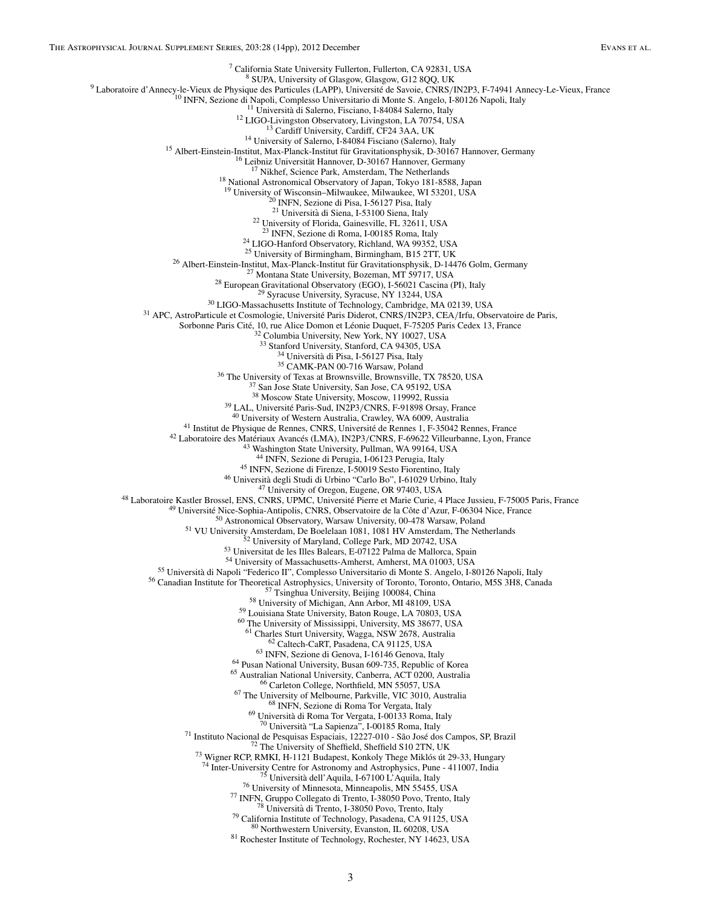[7] California State University Fullerton, Fullerton, CA 92831, USA
[8] SUPA, University of Glasgow, Glasgow, G12 8QQ, UK
[9] Laboratoire d'Annecy-le-Vieux de Physique des Particules (LAPP), Université de Savoie, CNRS/IN2P3, F-74941 Annecy-Le-Vieux, France
[10] INFN, Sezione di Napoli, Complesso Universitario di Monte S. Angelo, I-80126 Napoli, Italy
[11] Università di Salerno, Fisciano, I-84084 Salerno, Italy
[12] LIGO-Livingston Observatory, Livingston, LA 70754, USA
[13] Cardiff University, Cardiff, CF24 3AA, UK
[14] University of Salerno, I-84084 Fisciano (Salerno), Italy
[15] Albert-Einstein-Institut, Max-Planck-Institut für Gravitationsphysik, D-30167 Hannover, Germany
[16] Leibniz Universität Hannover, D-30167 Hannover, Germany
[17] Nikhef, Science Park, Amsterdam, The Netherlands
[18] National Astronomical Observatory of Japan, Tokyo 181-8588, Japan
[19] University of Wisconsin–Milwaukee, Milwaukee, WI 53201, USA
[20] INFN, Sezione di Pisa, I-56127 Pisa, Italy
[21] Università di Siena, I-53100 Siena, Italy
[22] University of Florida, Gainesville, FL 32611, USA
[23] INFN, Sezione di Roma, I-00185 Roma, Italy
[24] LIGO-Hanford Observatory, Richland, WA 99352, USA
[25] University of Birmingham, Birmingham, B15 2TT, UK
[26] Albert-Einstein-Institut, Max-Planck-Institut für Gravitationsphysik, D-14476 Golm, Germany
[27] Montana State University, Bozeman, MT 59717, USA
[28] European Gravitational Observatory (EGO), I-56021 Cascina (PI), Italy
[29] Syracuse University, Syracuse, NY 13244, USA
[30] LIGO-Massachusetts Institute of Technology, Cambridge, MA 02139, USA
[31] APC, AstroParticule et Cosmologie, Université Paris Diderot, CNRS/IN2P3, CEA/Irfu, Observatoire de Paris, Sorbonne Paris Cité, 10, rue Alice Domon et Léonie Duquet, F-75205 Paris Cedex 13, France
[32] Columbia University, New York, NY 10027, USA
[33] Stanford University, Stanford, CA 94305, USA
[34] Università di Pisa, I-56127 Pisa, Italy
[35] CAMK-PAN 00-716 Warsaw, Poland
[36] The University of Texas at Brownsville, Brownsville, TX 78520, USA
[37] San Jose State University, San Jose, CA 95192, USA
[38] Moscow State University, Moscow, 119992, Russia
[39] LAL, Université Paris-Sud, IN2P3/CNRS, F-91898 Orsay, France
[40] University of Western Australia, Crawley, WA 6009, Australia
[41] Institut de Physique de Rennes, CNRS, Université de Rennes 1, F-35042 Rennes, France
[42] Laboratoire des Matériaux Avancés (LMA), IN2P3/CNRS, F-69622 Villeurbanne, Lyon, France
[43] Washington State University, Pullman, WA 99164, USA
[44] INFN, Sezione di Perugia, I-06123 Perugia, Italy
[45] INFN, Sezione di Firenze, I-50019 Sesto Fiorentino, Italy
[46] Università degli Studi di Urbino "Carlo Bo", I-61029 Urbino, Italy
[47] University of Oregon, Eugene, OR 97403, USA
[48] Laboratoire Kastler Brossel, ENS, CNRS, UPMC, Université Pierre et Marie Curie, 4 Place Jussieu, F-75005 Paris, France
[49] Université Nice-Sophia-Antipolis, CNRS, Observatoire de la Côte d'Azur, F-06304 Nice, France
[50] Astronomical Observatory, Warsaw University, 00-478 Warsaw, Poland
[51] VU University Amsterdam, De Boelelaan 1081, 1081 HV Amsterdam, The Netherlands
[52] University of Maryland, College Park, MD 20742, USA
[53] Universitat de les Illes Balears, E-07122 Palma de Mallorca, Spain
[54] University of Massachusetts-Amherst, Amherst, MA 01003, USA
[55] Università di Napoli "Federico II", Complesso Universitario di Monte S. Angelo, I-80126 Napoli, Italy
[56] Canadian Institute for Theoretical Astrophysics, University of Toronto, Toronto, Ontario, M5S 3H8, Canada
[57] Tsinghua University, Beijing 100084, China
[58] University of Michigan, Ann Arbor, MI 48109, USA
[59] Louisiana State University, Baton Rouge, LA 70803, USA
[60] The University of Mississippi, University, MS 38677, USA
[61] Charles Sturt University, Wagga, NSW 2678, Australia
[62] Caltech-CaRT, Pasadena, CA 91125, USA
[63] INFN, Sezione di Genova, I-16146 Genova, Italy
[64] Pusan National University, Busan 609-735, Republic of Korea
[65] Australian National University, Canberra, ACT 0200, Australia
[66] Carleton College, Northfield, MN 55057, USA
[67] The University of Melbourne, Parkville, VIC 3010, Australia
[68] INFN, Sezione di Roma Tor Vergata, Italy
[69] Università di Roma Tor Vergata, I-00133 Roma, Italy
[70] Università "La Sapienza", I-00185 Roma, Italy
[71] Instituto Nacional de Pesquisas Espaciais, 12227-010 - São José dos Campos, SP, Brazil
[72] The University of Sheffield, Sheffield S10 2TN, UK
[73] Wigner RCP, RMKI, H-1121 Budapest, Konkoly Thege Miklós út 29-33, Hungary
[74] Inter-University Centre for Astronomy and Astrophysics, Pune - 411007, India
[75] Università dell'Aquila, I-67100 L'Aquila, Italy
[76] University of Minnesota, Minneapolis, MN 55455, USA
[77] INFN, Gruppo Collegato di Trento, I-38050 Povo, Trento, Italy
[78] Università di Trento, I-38050 Povo, Trento, Italy
[79] California Institute of Technology, Pasadena, CA 91125, USA
[80] Northwestern University, Evanston, IL 60208, USA
[81] Rochester Institute of Technology, Rochester, NY 14623, USA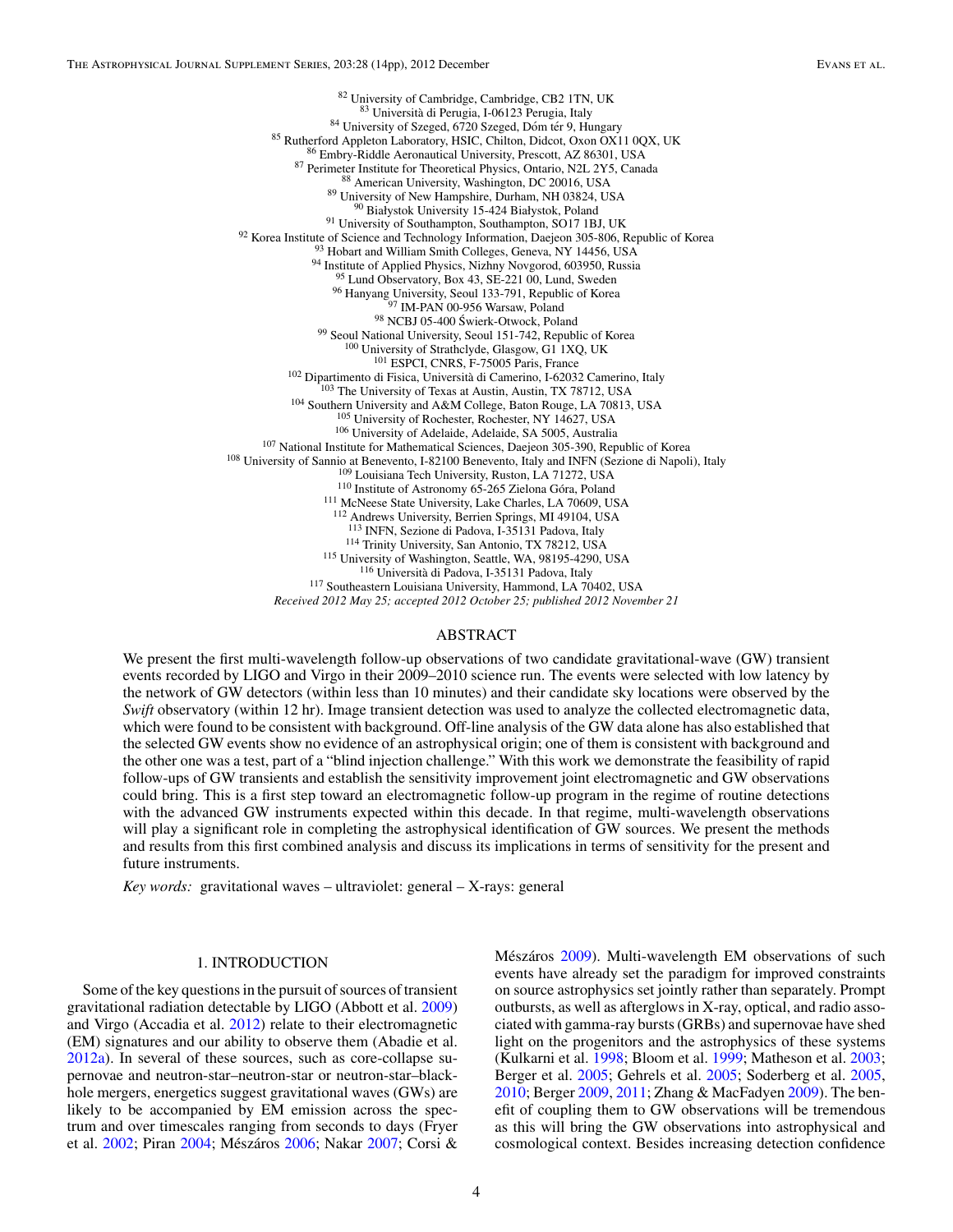[82] University of Cambridge, Cambridge, CB2 1TN, UK
[83] Università di Perugia, I-06123 Perugia, Italy
[84] University of Szeged, 6720 Szeged, Dóm tér 9, Hungary
[85] Rutherford Appleton Laboratory, HSIC, Chilton, Didcot, Oxon OX11 0QX, UK
[86] Embry-Riddle Aeronautical University, Prescott, AZ 86301, USA
[87] Perimeter Institute for Theoretical Physics, Ontario, N2L 2Y5, Canada
[88] American University, Washington, DC 20016, USA
[89] University of New Hampshire, Durham, NH 03824, USA
[90] Białystok University 15-424 Białystok, Poland
[91] University of Southampton, Southampton, SO17 1BJ, UK
[92] Korea Institute of Science and Technology Information, Daejeon 305-806, Republic of Korea
[93] Hobart and William Smith Colleges, Geneva, NY 14456, USA
[94] Institute of Applied Physics, Nizhny Novgorod, 603950, Russia
[95] Lund Observatory, Box 43, SE-221 00, Lund, Sweden
[96] Hanyang University, Seoul 133-791, Republic of Korea
[97] IM-PAN 00-956 Warsaw, Poland
[98] NCBJ 05-400 Świerk-Otwock, Poland
[99] Seoul National University, Seoul 151-742, Republic of Korea
[100] University of Strathclyde, Glasgow, G1 1XQ, UK
[101] ESPCI, CNRS, F-75005 Paris, France
[102] Dipartimento di Fisica, Università di Camerino, I-62032 Camerino, Italy
[103] The University of Texas at Austin, Austin, TX 78712, USA
[104] Southern University and A&M College, Baton Rouge, LA 70813, USA
[105] University of Rochester, Rochester, NY 14627, USA
[106] University of Adelaide, Adelaide, SA 5005, Australia
[107] National Institute for Mathematical Sciences, Daejeon 305-390, Republic of Korea
[108] University of Sannio at Benevento, I-82100 Benevento, Italy and INFN (Sezione di Napoli), Italy
[109] Louisiana Tech University, Ruston, LA 71272, USA
[110] Institute of Astronomy 65-265 Zielona Góra, Poland
[111] McNeese State University, Lake Charles, LA 70609, USA
[112] Andrews University, Berrien Springs, MI 49104, USA
[113] INFN, Sezione di Padova, I-35131 Padova, Italy
[114] Trinity University, San Antonio, TX 78212, USA
[115] University of Washington, Seattle, WA, 98195-4290, USA
[116] Università di Padova, I-35131 Padova, Italy
[117] Southeastern Louisiana University, Hammond, LA 70402, USA

*Received 2012 May 25; accepted 2012 October 25; published 2012 November 21*

## ABSTRACT

We present the first multi-wavelength follow-up observations of two candidate gravitational-wave (GW) transient events recorded by LIGO and Virgo in their 2009–2010 science run. The events were selected with low latency by the network of GW detectors (within less than 10 minutes) and their candidate sky locations were observed by the *Swift* observatory (within 12 hr). Image transient detection was used to analyze the collected electromagnetic data, which were found to be consistent with background. Off-line analysis of the GW data alone has also established that the selected GW events show no evidence of an astrophysical origin; one of them is consistent with background and the other one was a test, part of a "blind injection challenge." With this work we demonstrate the feasibility of rapid follow-ups of GW transients and establish the sensitivity improvement joint electromagnetic and GW observations could bring. This is a first step toward an electromagnetic follow-up program in the regime of routine detections with the advanced GW instruments expected within this decade. In that regime, multi-wavelength observations will play a significant role in completing the astrophysical identification of GW sources. We present the methods and results from this first combined analysis and discuss its implications in terms of sensitivity for the present and future instruments.

*Key words:* gravitational waves – ultraviolet: general – X-rays: general

## 1. INTRODUCTION

Some of the key questions in the pursuit of sources of transient gravitational radiation detectable by LIGO (Abbott et al. 2009) and Virgo (Accadia et al. 2012) relate to their electromagnetic (EM) signatures and our ability to observe them (Abadie et al. 2012a). In several of these sources, such as core-collapse supernovae and neutron-star–neutron-star or neutron-star–black-hole mergers, energetics suggest gravitational waves (GWs) are likely to be accompanied by EM emission across the spectrum and over timescales ranging from seconds to days (Fryer et al. 2002; Piran 2004; Mészáros 2006; Nakar 2007; Corsi & Mészáros 2009). Multi-wavelength EM observations of such events have already set the paradigm for improved constraints on source astrophysics set jointly rather than separately. Prompt outbursts, as well as afterglows in X-ray, optical, and radio associated with gamma-ray bursts (GRBs) and supernovae have shed light on the progenitors and the astrophysics of these systems (Kulkarni et al. 1998; Bloom et al. 1999; Matheson et al. 2003; Berger et al. 2005; Gehrels et al. 2005; Soderberg et al. 2005, 2010; Berger 2009, 2011; Zhang & MacFadyen 2009). The benefit of coupling them to GW observations will be tremendous as this will bring the GW observations into astrophysical and cosmological context. Besides increasing detection confidence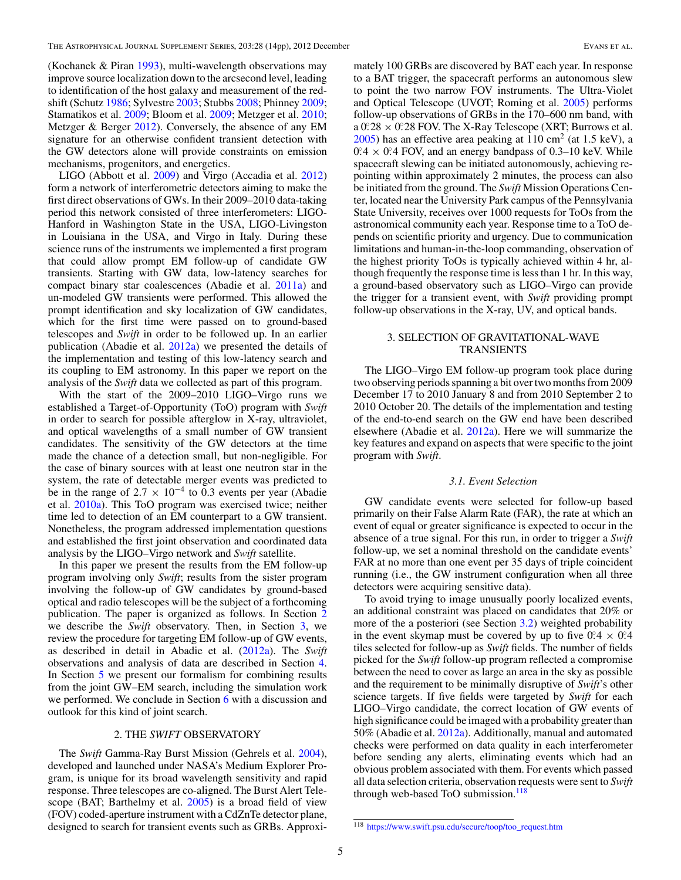(Kochanek & Piran 1993), multi-wavelength observations may improve source localization down to the arcsecond level, leading to identification of the host galaxy and measurement of the redshift (Schutz 1986; Sylvestre 2003; Stubbs 2008; Phinney 2009; Stamatikos et al. 2009; Bloom et al. 2009; Metzger et al. 2010; Metzger & Berger 2012). Conversely, the absence of any EM signature for an otherwise confident transient detection with the GW detectors alone will provide constraints on emission mechanisms, progenitors, and energetics.

LIGO (Abbott et al. 2009) and Virgo (Accadia et al. 2012) form a network of interferometric detectors aiming to make the first direct observations of GWs. In their 2009–2010 data-taking period this network consisted of three interferometers: LIGO-Hanford in Washington State in the USA, LIGO-Livingston in Louisiana in the USA, and Virgo in Italy. During these science runs of the instruments we implemented a first program that could allow prompt EM follow-up of candidate GW transients. Starting with GW data, low-latency searches for compact binary star coalescences (Abadie et al. 2011a) and un-modeled GW transients were performed. This allowed the prompt identification and sky localization of GW candidates, which for the first time were passed on to ground-based telescopes and *Swift* in order to be followed up. In an earlier publication (Abadie et al. 2012a) we presented the details of the implementation and testing of this low-latency search and its coupling to EM astronomy. In this paper we report on the analysis of the *Swift* data we collected as part of this program.

With the start of the 2009–2010 LIGO–Virgo runs we established a Target-of-Opportunity (ToO) program with *Swift* in order to search for possible afterglow in X-ray, ultraviolet, and optical wavelengths of a small number of GW transient candidates. The sensitivity of the GW detectors at the time made the chance of a detection small, but non-negligible. For the case of binary sources with at least one neutron star in the system, the rate of detectable merger events was predicted to be in the range of $2.7 \times 10^{-4}$ to 0.3 events per year (Abadie et al. 2010a). This ToO program was exercised twice; neither time led to detection of an EM counterpart to a GW transient. Nonetheless, the program addressed implementation questions and established the first joint observation and coordinated data analysis by the LIGO–Virgo network and *Swift* satellite.

In this paper we present the results from the EM follow-up program involving only *Swift*; results from the sister program involving the follow-up of GW candidates by ground-based optical and radio telescopes will be the subject of a forthcoming publication. The paper is organized as follows. In Section 2 we describe the *Swift* observatory. Then, in Section 3, we review the procedure for targeting EM follow-up of GW events, as described in detail in Abadie et al. (2012a). The *Swift* observations and analysis of data are described in Section 4. In Section 5 we present our formalism for combining results from the joint GW–EM search, including the simulation work we performed. We conclude in Section 6 with a discussion and outlook for this kind of joint search.

## 2. THE *SWIFT* OBSERVATORY

The *Swift* Gamma-Ray Burst Mission (Gehrels et al. 2004), developed and launched under NASA's Medium Explorer Program, is unique for its broad wavelength sensitivity and rapid response. Three telescopes are co-aligned. The Burst Alert Telescope (BAT; Barthelmy et al. 2005) is a broad field of view (FOV) coded-aperture instrument with a CdZnTe detector plane, designed to search for transient events such as GRBs. Approximately 100 GRBs are discovered by BAT each year. In response to a BAT trigger, the spacecraft performs an autonomous slew to point the two narrow FOV instruments. The Ultra-Violet and Optical Telescope (UVOT; Roming et al. 2005) performs follow-up observations of GRBs in the 170–600 nm band, with a $0\overset{\circ}{.}28 \times 0\overset{\circ}{.}28$ FOV. The X-Ray Telescope (XRT; Burrows et al. 2005) has an effective area peaking at 110 $\mathrm{cm}^2$ (at 1.5 keV), a $0\overset{\circ}{.}4 \times 0\overset{\circ}{.}4$ FOV, and an energy bandpass of 0.3–10 keV. While spacecraft slewing can be initiated autonomously, achieving repointing within approximately 2 minutes, the process can also be initiated from the ground. The *Swift* Mission Operations Center, located near the University Park campus of the Pennsylvania State University, receives over 1000 requests for ToOs from the astronomical community each year. Response time to a ToO depends on scientific priority and urgency. Due to communication limitations and human-in-the-loop commanding, observation of the highest priority ToOs is typically achieved within 4 hr, although frequently the response time is less than 1 hr. In this way, a ground-based observatory such as LIGO–Virgo can provide the trigger for a transient event, with *Swift* providing prompt follow-up observations in the X-ray, UV, and optical bands.

## 3. SELECTION OF GRAVITATIONAL-WAVE TRANSIENTS

The LIGO–Virgo EM follow-up program took place during two observing periods spanning a bit over two months from 2009 December 17 to 2010 January 8 and from 2010 September 2 to 2010 October 20. The details of the implementation and testing of the end-to-end search on the GW end have been described elsewhere (Abadie et al. 2012a). Here we will summarize the key features and expand on aspects that were specific to the joint program with *Swift*.

### *3.1. Event Selection*

GW candidate events were selected for follow-up based primarily on their False Alarm Rate (FAR), the rate at which an event of equal or greater significance is expected to occur in the absence of a true signal. For this run, in order to trigger a *Swift* follow-up, we set a nominal threshold on the candidate events' FAR at no more than one event per 35 days of triple coincident running (i.e., the GW instrument configuration when all three detectors were acquiring sensitive data).

To avoid trying to image unusually poorly localized events, an additional constraint was placed on candidates that 20% or more of the a posteriori (see Section 3.2) weighted probability in the event skymap must be covered by up to five $0\overset{\circ}{.}4 \times 0\overset{\circ}{.}4$ tiles selected for follow-up as *Swift* fields. The number of fields picked for the *Swift* follow-up program reflected a compromise between the need to cover as large an area in the sky as possible and the requirement to be minimally disruptive of *Swift*'s other science targets. If five fields were targeted by *Swift* for each LIGO–Virgo candidate, the correct location of GW events of high significance could be imaged with a probability greater than 50% (Abadie et al. 2012a). Additionally, manual and automated checks were performed on data quality in each interferometer before sending any alerts, eliminating events which had an obvious problem associated with them. For events which passed all data selection criteria, observation requests were sent to *Swift* through web-based ToO submission.[118]

[118] https://www.swift.psu.edu/secure/toop/too_request.htm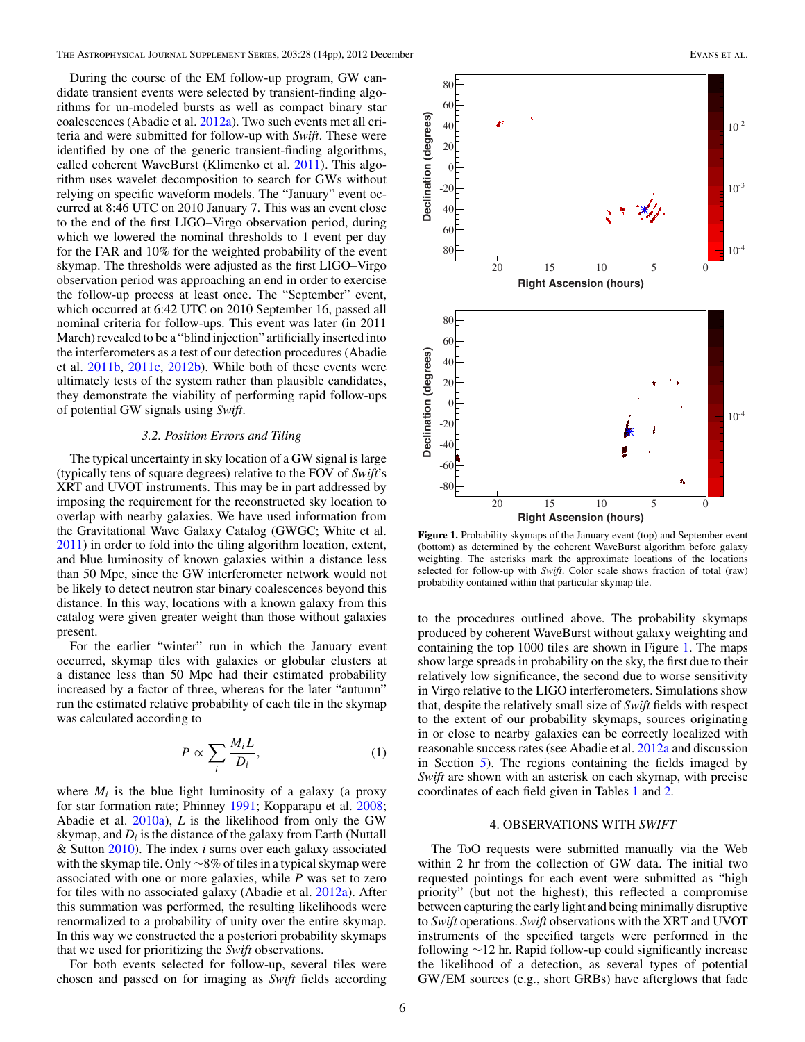During the course of the EM follow-up program, GW candidate transient events were selected by transient-finding algorithms for un-modeled bursts as well as compact binary star coalescences (Abadie et al. 2012a). Two such events met all criteria and were submitted for follow-up with *Swift*. These were identified by one of the generic transient-finding algorithms, called coherent WaveBurst (Klimenko et al. 2011). This algorithm uses wavelet decomposition to search for GWs without relying on specific waveform models. The "January" event occurred at 8:46 UTC on 2010 January 7. This was an event close to the end of the first LIGO–Virgo observation period, during which we lowered the nominal thresholds to 1 event per day for the FAR and 10% for the weighted probability of the event skymap. The thresholds were adjusted as the first LIGO–Virgo observation period was approaching an end in order to exercise the follow-up process at least once. The "September" event, which occurred at 6:42 UTC on 2010 September 16, passed all nominal criteria for follow-ups. This event was later (in 2011 March) revealed to be a "blind injection" artificially inserted into the interferometers as a test of our detection procedures (Abadie et al. 2011b, 2011c, 2012b). While both of these events were ultimately tests of the system rather than plausible candidates, they demonstrate the viability of performing rapid follow-ups of potential GW signals using *Swift*.

### 3.2. Position Errors and Tiling

The typical uncertainty in sky location of a GW signal is large (typically tens of square degrees) relative to the FOV of *Swift*'s XRT and UVOT instruments. This may be in part addressed by imposing the requirement for the reconstructed sky location to overlap with nearby galaxies. We have used information from the Gravitational Wave Galaxy Catalog (GWGC; White et al. 2011) in order to fold into the tiling algorithm location, extent, and blue luminosity of known galaxies within a distance less than 50 Mpc, since the GW interferometer network would not be likely to detect neutron star binary coalescences beyond this distance. In this way, locations with a known galaxy from this catalog were given greater weight than those without galaxies present.

For the earlier "winter" run in which the January event occurred, skymap tiles with galaxies or globular clusters at a distance less than 50 Mpc had their estimated probability increased by a factor of three, whereas for the later "autumn" run the estimated relative probability of each tile in the skymap was calculated according to

$$P \propto \sum_{i} \frac{M_i L}{D_i}, \qquad (1)$$

where $M_i$ is the blue light luminosity of a galaxy (a proxy for star formation rate; Phinney 1991; Kopparapu et al. 2008; Abadie et al. 2010a), $L$ is the likelihood from only the GW skymap, and $D_i$ is the distance of the galaxy from Earth (Nuttall & Sutton 2010). The index $i$ sums over each galaxy associated with the skymap tile. Only ∼8% of tiles in a typical skymap were associated with one or more galaxies, while $P$ was set to zero for tiles with no associated galaxy (Abadie et al. 2012a). After this summation was performed, the resulting likelihoods were renormalized to a probability of unity over the entire skymap. In this way we constructed the a posteriori probability skymaps that we used for prioritizing the *Swift* observations.

For both events selected for follow-up, several tiles were chosen and passed on for imaging as *Swift* fields according to the procedures outlined above. The probability skymaps produced by coherent WaveBurst without galaxy weighting and containing the top 1000 tiles are shown in Figure 1. The maps show large spreads in probability on the sky, the first due to their relatively low significance, the second due to worse sensitivity in Virgo relative to the LIGO interferometers. Simulations show that, despite the relatively small size of *Swift* fields with respect to the extent of our probability skymaps, sources originating in or close to nearby galaxies can be correctly localized with reasonable success rates (see Abadie et al. 2012a and discussion in Section 5). The regions containing the fields imaged by *Swift* are shown with an asterisk on each skymap, with precise coordinates of each field given in Tables 1 and 2.

**Figure 1.** Probability skymaps of the January event (top) and September event (bottom) as determined by the coherent WaveBurst algorithm before galaxy weighting. The asterisks mark the approximate locations of the locations selected for follow-up with *Swift*. Color scale shows fraction of total (raw) probability contained within that particular skymap tile.

## 4. OBSERVATIONS WITH *SWIFT*

The ToO requests were submitted manually via the Web within 2 hr from the collection of GW data. The initial two requested pointings for each event were submitted as "high priority" (but not the highest); this reflected a compromise between capturing the early light and being minimally disruptive to *Swift* operations. *Swift* observations with the XRT and UVOT instruments of the specified targets were performed in the following ∼12 hr. Rapid follow-up could significantly increase the likelihood of a detection, as several types of potential GW/EM sources (e.g., short GRBs) have afterglows that fade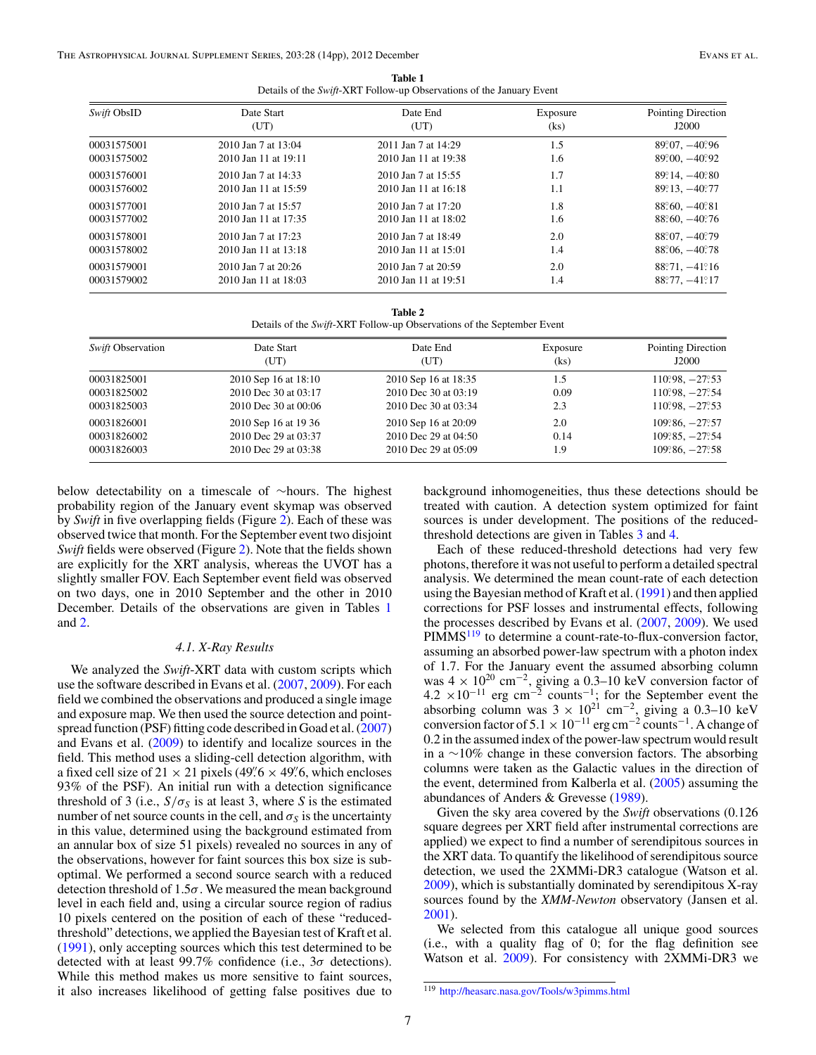**Table 1**
Details of the *Swift*-XRT Follow-up Observations of the January Event

| *Swift* ObsID | Date Start (UT) | Date End (UT) | Exposure (ks) | Pointing Direction J2000 |
|---|---|---|---|---|
| 00031575001 | 2010 Jan 7 at 13:04 | 2011 Jan 7 at 14:29 | 1.5 | 89°.07, −40°.96 |
| 00031575002 | 2010 Jan 11 at 19:11 | 2010 Jan 11 at 19:38 | 1.6 | 89°.00, −40°.92 |
| 00031576001 | 2010 Jan 7 at 14:33 | 2010 Jan 7 at 15:55 | 1.7 | 89°.14, −40°.80 |
| 00031576002 | 2010 Jan 11 at 15:59 | 2010 Jan 11 at 16:18 | 1.1 | 89°.13, −40°.77 |
| 00031577001 | 2010 Jan 7 at 15:57 | 2010 Jan 7 at 17:20 | 1.8 | 88°.60, −40°.81 |
| 00031577002 | 2010 Jan 11 at 17:35 | 2010 Jan 11 at 18:02 | 1.6 | 88°.60, −40°.76 |
| 00031578001 | 2010 Jan 7 at 17:23 | 2010 Jan 7 at 18:49 | 2.0 | 88°.07, −40°.79 |
| 00031578002 | 2010 Jan 11 at 13:18 | 2010 Jan 11 at 15:01 | 1.4 | 88°.06, −40°.78 |
| 00031579001 | 2010 Jan 7 at 20:26 | 2010 Jan 7 at 20:59 | 2.0 | 88°.71, −41°.16 |
| 00031579002 | 2010 Jan 11 at 18:03 | 2010 Jan 11 at 19:51 | 1.4 | 88°.77, −41°.17 |

**Table 2**
Details of the *Swift*-XRT Follow-up Observations of the September Event

| *Swift* Observation | Date Start (UT) | Date End (UT) | Exposure (ks) | Pointing Direction J2000 |
|---|---|---|---|---|
| 00031825001 | 2010 Sep 16 at 18:10 | 2010 Sep 16 at 18:35 | 1.5 | 110°.98, −27°.53 |
| 00031825002 | 2010 Dec 30 at 03:17 | 2010 Dec 30 at 03:19 | 0.09 | 110°.98, −27°.54 |
| 00031825003 | 2010 Dec 30 at 00:06 | 2010 Dec 30 at 03:34 | 2.3 | 110°.98, −27°.53 |
| 00031826001 | 2010 Sep 16 at 19 36 | 2010 Sep 16 at 20:09 | 2.0 | 109°.86, −27°.57 |
| 00031826002 | 2010 Dec 29 at 03:37 | 2010 Dec 29 at 04:50 | 0.14 | 109°.85, −27°.54 |
| 00031826003 | 2010 Dec 29 at 03:38 | 2010 Dec 29 at 05:09 | 1.9 | 109°.86, −27°.58 |

below detectability on a timescale of ∼hours. The highest probability region of the January event skymap was observed by *Swift* in five overlapping fields (Figure 2). Each of these was observed twice that month. For the September event two disjoint *Swift* fields were observed (Figure 2). Note that the fields shown are explicitly for the XRT analysis, whereas the UVOT has a slightly smaller FOV. Each September event field was observed on two days, one in 2010 September and the other in 2010 December. Details of the observations are given in Tables 1 and 2.

#### 4.1. X-Ray Results

We analyzed the *Swift*-XRT data with custom scripts which use the software described in Evans et al. (2007, 2009). For each field we combined the observations and produced a single image and exposure map. We then used the source detection and point-spread function (PSF) fitting code described in Goad et al. (2007) and Evans et al. (2009) to identify and localize sources in the field. This method uses a sliding-cell detection algorithm, with a fixed cell size of $21 \times 21$ pixels (49″.6 × 49″.6, which encloses 93% of the PSF). An initial run with a detection significance threshold of 3 (i.e., $S/\sigma_S$ is at least 3, where $S$ is the estimated number of net source counts in the cell, and $\sigma_S$ is the uncertainty in this value, determined using the background estimated from an annular box of size 51 pixels) revealed no sources in any of the observations, however for faint sources this box size is sub-optimal. We performed a second source search with a reduced detection threshold of $1.5\sigma$. We measured the mean background level in each field and, using a circular source region of radius 10 pixels centered on the position of each of these "reduced-threshold" detections, we applied the Bayesian test of Kraft et al. (1991), only accepting sources which this test determined to be detected with at least 99.7% confidence (i.e., $3\sigma$ detections). While this method makes us more sensitive to faint sources, it also increases likelihood of getting false positives due to background inhomogeneities, thus these detections should be treated with caution. A detection system optimized for faint sources is under development. The positions of the reduced-threshold detections are given in Tables 3 and 4.

Each of these reduced-threshold detections had very few photons, therefore it was not useful to perform a detailed spectral analysis. We determined the mean count-rate of each detection using the Bayesian method of Kraft et al. (1991) and then applied corrections for PSF losses and instrumental effects, following the processes described by Evans et al. (2007, 2009). We used PIMMS[119] to determine a count-rate-to-flux-conversion factor, assuming an absorbed power-law spectrum with a photon index of 1.7. For the January event the assumed absorbing column was $4 \times 10^{20}$ cm$^{-2}$, giving a 0.3–10 keV conversion factor of $4.2 \times 10^{-11}$ erg cm$^{-2}$ counts$^{-1}$; for the September event the absorbing column was $3 \times 10^{21}$ cm$^{-2}$, giving a 0.3–10 keV conversion factor of $5.1 \times 10^{-11}$ erg cm$^{-2}$ counts$^{-1}$. A change of 0.2 in the assumed index of the power-law spectrum would result in a ∼10% change in these conversion factors. The absorbing columns were taken as the Galactic values in the direction of the event, determined from Kalberla et al. (2005) assuming the abundances of Anders & Grevesse (1989).

Given the sky area covered by the *Swift* observations (0.126 square degrees per XRT field after instrumental corrections are applied) we expect to find a number of serendipitous sources in the XRT data. To quantify the likelihood of serendipitous source detection, we used the 2XMMi-DR3 catalogue (Watson et al. 2009), which is substantially dominated by serendipitous X-ray sources found by the *XMM-Newton* observatory (Jansen et al. 2001).

We selected from this catalogue all unique good sources (i.e., with a quality flag of 0; for the flag definition see Watson et al. 2009). For consistency with 2XMMi-DR3 we

---

[119] http://heasarc.nasa.gov/Tools/w3pimms.html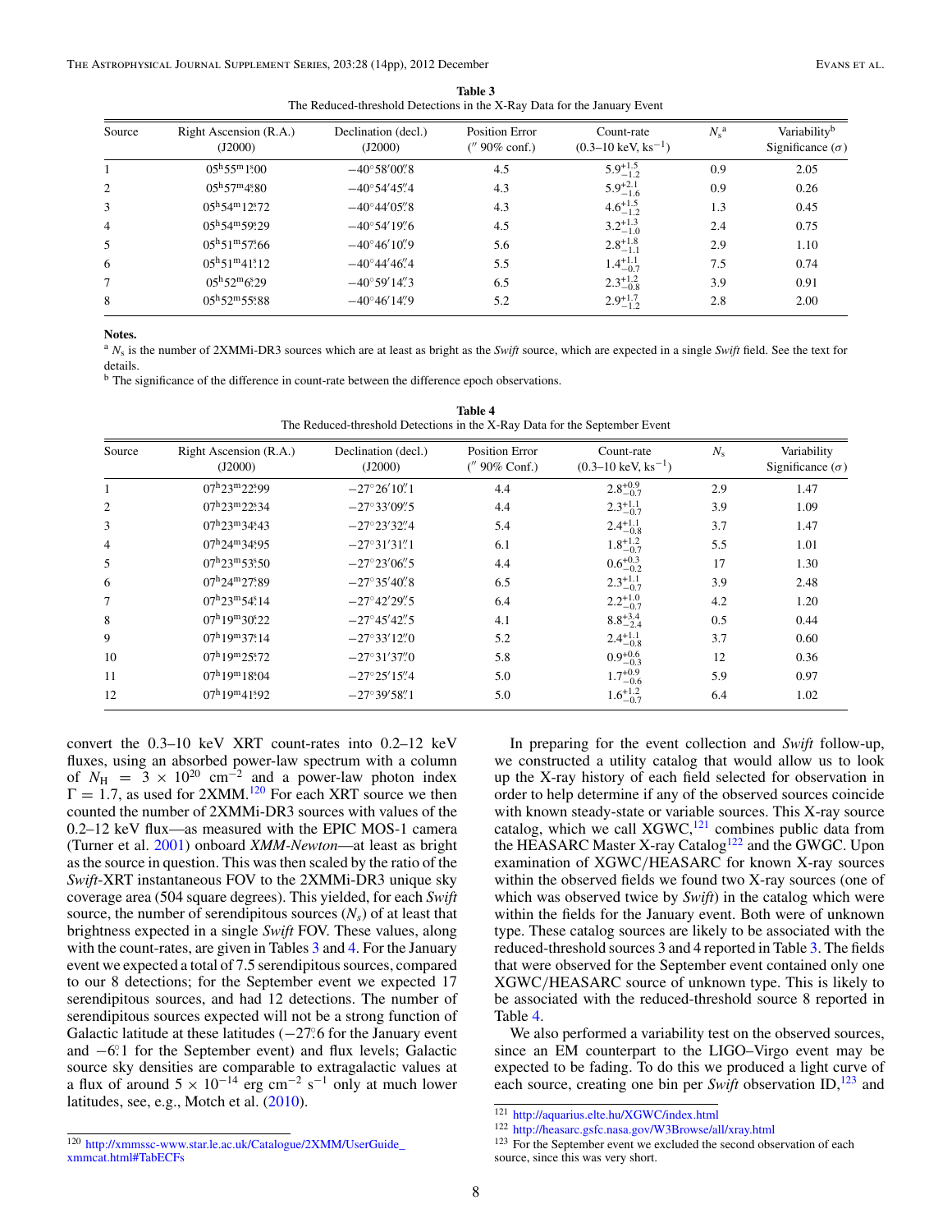**Table 3**
The Reduced-threshold Detections in the X-Ray Data for the January Event

| Source | Right Ascension (R.A.) (J2000) | Declination (decl.) (J2000) | Position Error ($''$ 90% conf.) | Count-rate (0.3–10 keV, $\mathrm{ks}^{-1}$) | $N_s$ [a] | Variability[b] Significance ($\sigma$) |
|---|---|---|---|---|---|---|
| 1 | $05^h55^m1\overset{s}{.}00$ | $-40°58'00\overset{''}{.}8$ | 4.5 | $5.9^{+1.5}_{-1.2}$ | 0.9 | 2.05 |
| 2 | $05^h57^m4\overset{s}{.}80$ | $-40°54'45\overset{''}{.}4$ | 4.3 | $5.9^{+2.1}_{-1.6}$ | 0.9 | 0.26 |
| 3 | $05^h54^m12\overset{s}{.}72$ | $-40°44'05\overset{''}{.}8$ | 4.3 | $4.6^{+1.5}_{-1.2}$ | 1.3 | 0.45 |
| 4 | $05^h54^m59\overset{s}{.}29$ | $-40°54'19\overset{''}{.}6$ | 4.5 | $3.2^{+1.3}_{-1.0}$ | 2.4 | 0.75 |
| 5 | $05^h51^m57\overset{s}{.}66$ | $-40°46'10\overset{''}{.}9$ | 5.6 | $2.8^{+1.8}_{-1.1}$ | 2.9 | 1.10 |
| 6 | $05^h51^m41\overset{s}{.}12$ | $-40°44'46\overset{''}{.}4$ | 5.5 | $1.4^{+1.1}_{-0.7}$ | 7.5 | 0.74 |
| 7 | $05^h52^m6\overset{s}{.}29$ | $-40°59'14\overset{''}{.}3$ | 6.5 | $2.3^{+1.2}_{-0.8}$ | 3.9 | 0.91 |
| 8 | $05^h52^m55\overset{s}{.}88$ | $-40°46'14\overset{''}{.}9$ | 5.2 | $2.9^{+1.7}_{-1.2}$ | 2.8 | 2.00 |

**Notes.**
[a] $N_s$ is the number of 2XMMi-DR3 sources which are at least as bright as the *Swift* source, which are expected in a single *Swift* field. See the text for details.
[b] The significance of the difference in count-rate between the difference epoch observations.

**Table 4**
The Reduced-threshold Detections in the X-Ray Data for the September Event

| Source | Right Ascension (R.A.) (J2000) | Declination (decl.) (J2000) | Position Error ($''$ 90% Conf.) | Count-rate (0.3–10 keV, $\mathrm{ks}^{-1}$) | $N_s$ | Variability Significance ($\sigma$) |
|---|---|---|---|---|---|---|
| 1 | $07^h23^m22\overset{s}{.}99$ | $-27°26'10\overset{''}{.}1$ | 4.4 | $2.8^{+0.9}_{-0.7}$ | 2.9 | 1.47 |
| 2 | $07^h23^m22\overset{s}{.}34$ | $-27°33'09\overset{''}{.}5$ | 4.4 | $2.3^{+1.1}_{-0.7}$ | 3.9 | 1.09 |
| 3 | $07^h23^m34\overset{s}{.}43$ | $-27°23'32\overset{''}{.}4$ | 5.4 | $2.4^{+1.1}_{-0.8}$ | 3.7 | 1.47 |
| 4 | $07^h24^m34\overset{s}{.}95$ | $-27°31'31\overset{''}{.}1$ | 6.1 | $1.8^{+1.2}_{-0.7}$ | 5.5 | 1.01 |
| 5 | $07^h23^m53\overset{s}{.}50$ | $-27°23'06\overset{''}{.}5$ | 4.4 | $0.6^{+0.3}_{-0.2}$ | 17 | 1.30 |
| 6 | $07^h24^m27\overset{s}{.}89$ | $-27°35'40\overset{''}{.}8$ | 6.5 | $2.3^{+1.1}_{-0.7}$ | 3.9 | 2.48 |
| 7 | $07^h23^m54\overset{s}{.}14$ | $-27°42'29\overset{''}{.}5$ | 6.4 | $2.2^{+1.0}_{-0.7}$ | 4.2 | 1.20 |
| 8 | $07^h19^m30\overset{s}{.}22$ | $-27°45'42\overset{''}{.}5$ | 4.1 | $8.8^{+3.4}_{-2.4}$ | 0.5 | 0.44 |
| 9 | $07^h19^m37\overset{s}{.}14$ | $-27°33'12\overset{''}{.}0$ | 5.2 | $2.4^{+1.1}_{-0.8}$ | 3.7 | 0.60 |
| 10 | $07^h19^m25\overset{s}{.}72$ | $-27°31'37\overset{''}{.}0$ | 5.8 | $0.9^{+0.6}_{-0.3}$ | 12 | 0.36 |
| 11 | $07^h19^m18\overset{s}{.}04$ | $-27°25'15\overset{''}{.}4$ | 5.0 | $1.7^{+0.9}_{-0.6}$ | 5.9 | 0.97 |
| 12 | $07^h19^m41\overset{s}{.}92$ | $-27°39'58\overset{''}{.}1$ | 5.0 | $1.6^{+1.2}_{-0.7}$ | 6.4 | 1.02 |

convert the 0.3–10 keV XRT count-rates into 0.2–12 keV fluxes, using an absorbed power-law spectrum with a column of $N_H = 3 \times 10^{20}$ $\mathrm{cm}^{-2}$ and a power-law photon index $\Gamma = 1.7$, as used for 2XMM.[120] For each XRT source we then counted the number of 2XMMi-DR3 sources with values of the 0.2–12 keV flux—as measured with the EPIC MOS-1 camera (Turner et al. 2001) onboard *XMM-Newton*—at least as bright as the source in question. This was then scaled by the ratio of the *Swift*-XRT instantaneous FOV to the 2XMMi-DR3 unique sky coverage area (504 square degrees). This yielded, for each *Swift* source, the number of serendipitous sources ($N_s$) of at least that brightness expected in a single *Swift* FOV. These values, along with the count-rates, are given in Tables 3 and 4. For the January event we expected a total of 7.5 serendipitous sources, compared to our 8 detections; for the September event we expected 17 serendipitous sources, and had 12 detections. The number of serendipitous sources expected will not be a strong function of Galactic latitude at these latitudes ($-27\overset{\circ}{.}6$ for the January event and $-6\overset{\circ}{.}1$ for the September event) and flux levels; Galactic source sky densities are comparable to extragalactic values at a flux of around $5 \times 10^{-14}$ erg $\mathrm{cm}^{-2}$ $\mathrm{s}^{-1}$ only at much lower latitudes, see, e.g., Motch et al. (2010).

In preparing for the event collection and *Swift* follow-up, we constructed a utility catalog that would allow us to look up the X-ray history of each field selected for observation in order to help determine if any of the observed sources coincide with known steady-state or variable sources. This X-ray source catalog, which we call XGWC,[121] combines public data from the HEASARC Master X-ray Catalog[122] and the GWGC. Upon examination of XGWC/HEASARC for known X-ray sources within the observed fields we found two X-ray sources (one of which was observed twice by *Swift*) in the catalog which were within the fields for the January event. Both were of unknown type. These catalog sources are likely to be associated with the reduced-threshold sources 3 and 4 reported in Table 3. The fields that were observed for the September event contained only one XGWC/HEASARC source of unknown type. This is likely to be associated with the reduced-threshold source 8 reported in Table 4.

We also performed a variability test on the observed sources, since an EM counterpart to the LIGO–Virgo event may be expected to be fading. To do this we produced a light curve of each source, creating one bin per *Swift* observation ID,[123] and

[120] http://xmmssc-www.star.le.ac.uk/Catalogue/2XMM/UserGuide_xmmcat.html#TabECFs

[121] http://aquarius.elte.hu/XGWC/index.html

[122] http://heasarc.gsfc.nasa.gov/W3Browse/all/xray.html

[123] For the September event we excluded the second observation of each source, since this was very short.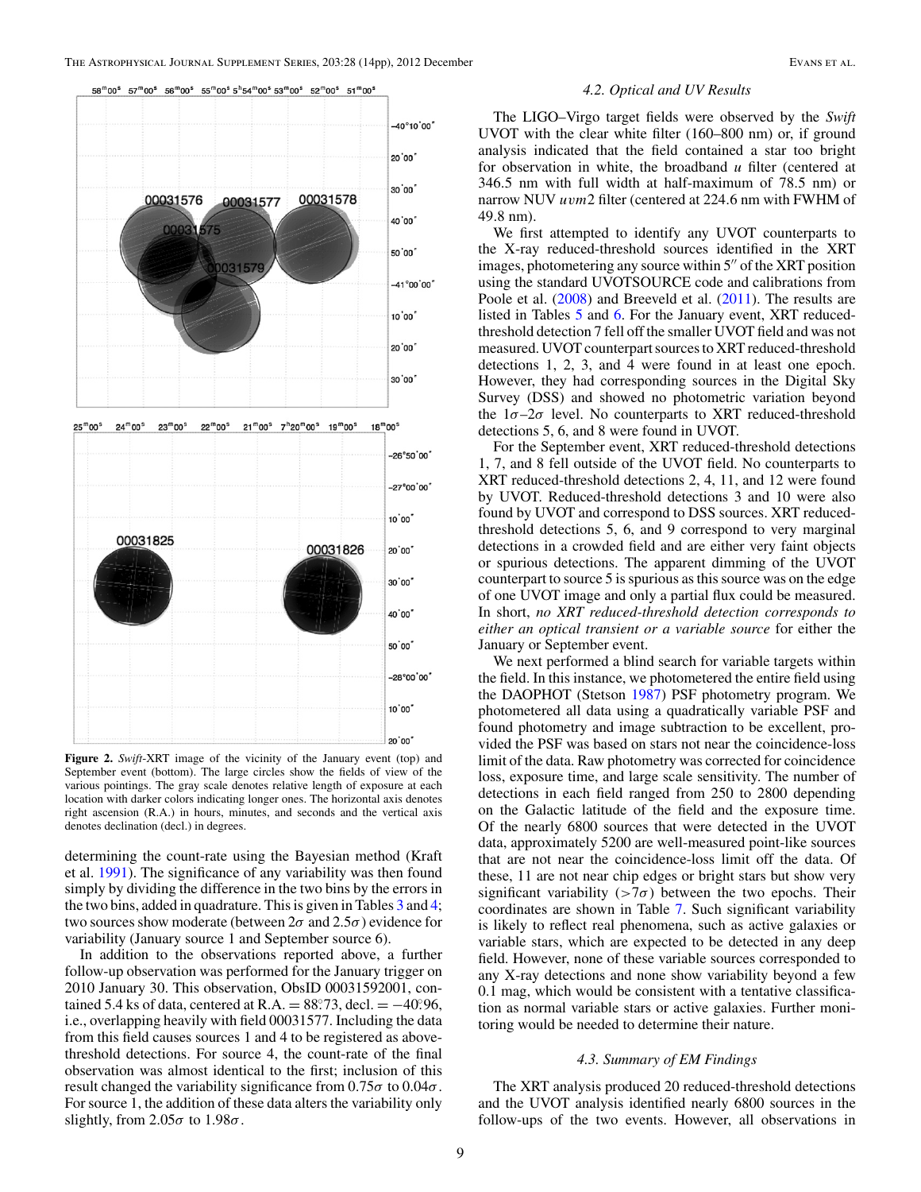**Figure 2.** *Swift*-XRT image of the vicinity of the January event (top) and September event (bottom). The large circles show the fields of view of the various pointings. The gray scale denotes relative length of exposure at each location with darker colors indicating longer ones. The horizontal axis denotes right ascension (R.A.) in hours, minutes, and seconds and the vertical axis denotes declination (decl.) in degrees.

determining the count-rate using the Bayesian method (Kraft et al. 1991). The significance of any variability was then found simply by dividing the difference in the two bins by the errors in the two bins, added in quadrature. This is given in Tables 3 and 4; two sources show moderate (between $2\sigma$ and $2.5\sigma$) evidence for variability (January source 1 and September source 6).

In addition to the observations reported above, a further follow-up observation was performed for the January trigger on 2010 January 30. This observation, ObsID 00031592001, contained 5.4 ks of data, centered at R.A. = $88^{\circ}\!.73$, decl. = $-40^{\circ}\!.96$, i.e., overlapping heavily with field 00031577. Including the data from this field causes sources 1 and 4 to be registered as above-threshold detections. For source 4, the count-rate of the final observation was almost identical to the first; inclusion of this result changed the variability significance from $0.75\sigma$ to $0.04\sigma$. For source 1, the addition of these data alters the variability only slightly, from $2.05\sigma$ to $1.98\sigma$.

### 4.2. Optical and UV Results

The LIGO–Virgo target fields were observed by the *Swift* UVOT with the clear white filter (160–800 nm) or, if ground analysis indicated that the field contained a star too bright for observation in white, the broadband *u* filter (centered at 346.5 nm with full width at half-maximum of 78.5 nm) or narrow NUV *uvm*2 filter (centered at 224.6 nm with FWHM of 49.8 nm).

We first attempted to identify any UVOT counterparts to the X-ray reduced-threshold sources identified in the XRT images, photometering any source within 5″ of the XRT position using the standard UVOTSOURCE code and calibrations from Poole et al. (2008) and Breeveld et al. (2011). The results are listed in Tables 5 and 6. For the January event, XRT reduced-threshold detection 7 fell off the smaller UVOT field and was not measured. UVOT counterpart sources to XRT reduced-threshold detections 1, 2, 3, and 4 were found in at least one epoch. However, they had corresponding sources in the Digital Sky Survey (DSS) and showed no photometric variation beyond the $1\sigma$–$2\sigma$ level. No counterparts to XRT reduced-threshold detections 5, 6, and 8 were found in UVOT.

For the September event, XRT reduced-threshold detections 1, 7, and 8 fell outside of the UVOT field. No counterparts to XRT reduced-threshold detections 2, 4, 11, and 12 were found by UVOT. Reduced-threshold detections 3 and 10 were also found by UVOT and correspond to DSS sources. XRT reduced-threshold detections 5, 6, and 9 correspond to very marginal detections in a crowded field and are either very faint objects or spurious detections. The apparent dimming of the UVOT counterpart to source 5 is spurious as this source was on the edge of one UVOT image and only a partial flux could be measured. In short, *no XRT reduced-threshold detection corresponds to either an optical transient or a variable source* for either the January or September event.

We next performed a blind search for variable targets within the field. In this instance, we photometered the entire field using the DAOPHOT (Stetson 1987) PSF photometry program. We photometered all data using a quadratically variable PSF and found photometry and image subtraction to be excellent, provided the PSF was based on stars not near the coincidence-loss limit of the data. Raw photometry was corrected for coincidence loss, exposure time, and large scale sensitivity. The number of detections in each field ranged from 250 to 2800 depending on the Galactic latitude of the field and the exposure time. Of the nearly 6800 sources that were detected in the UVOT data, approximately 5200 are well-measured point-like sources that are not near the coincidence-loss limit off the data. Of these, 11 are not near chip edges or bright stars but show very significant variability ($>7\sigma$) between the two epochs. Their coordinates are shown in Table 7. Such significant variability is likely to reflect real phenomena, such as active galaxies or variable stars, which are expected to be detected in any deep field. However, none of these variable sources corresponded to any X-ray detections and none show variability beyond a few 0.1 mag, which would be consistent with a tentative classification as normal variable stars or active galaxies. Further monitoring would be needed to determine their nature.

### 4.3. Summary of EM Findings

The XRT analysis produced 20 reduced-threshold detections and the UVOT analysis identified nearly 6800 sources in the follow-ups of the two events. However, all observations in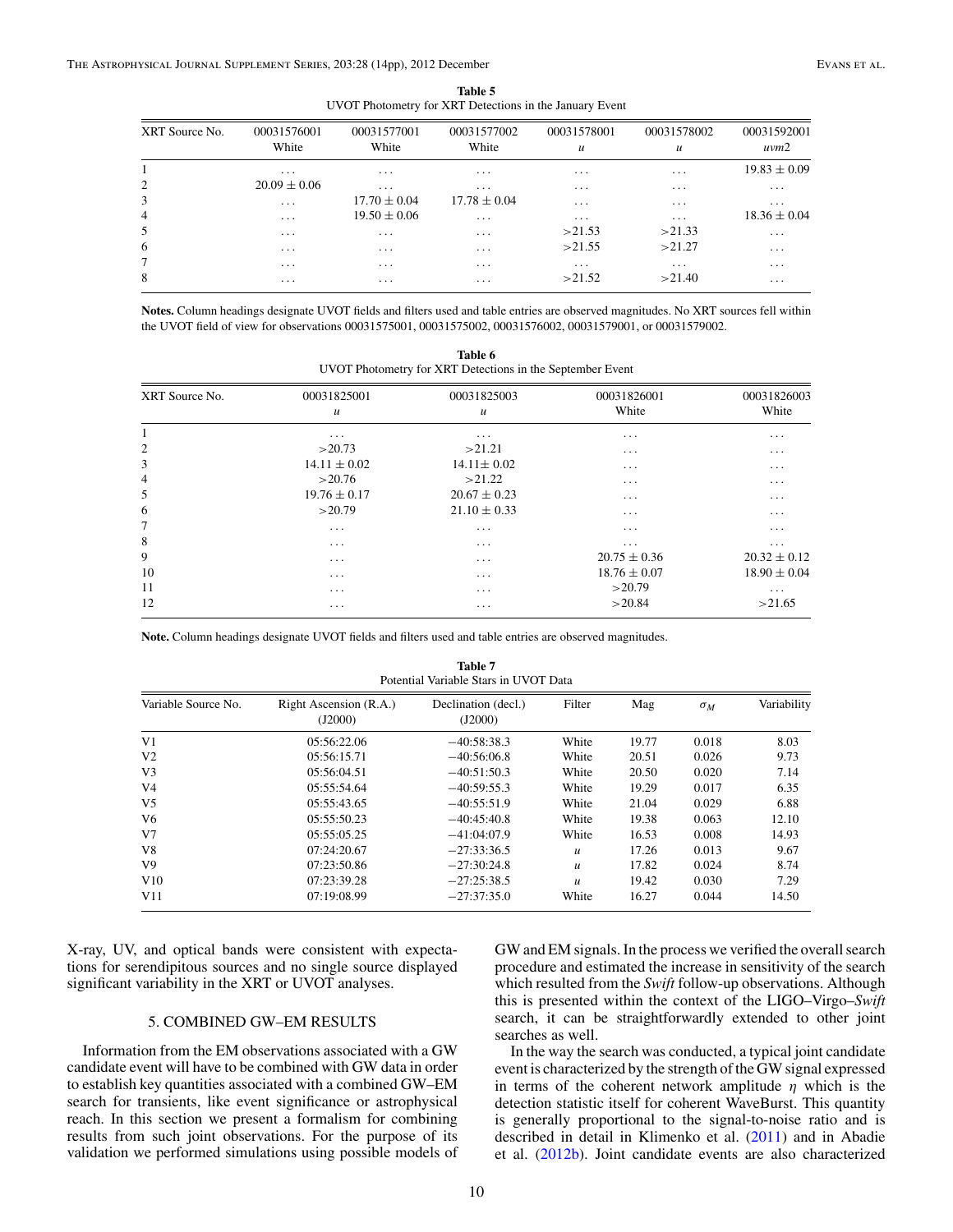**Table 5**
UVOT Photometry for XRT Detections in the January Event

| XRT Source No. | 00031576001 White | 00031577001 White | 00031577002 White | 00031578001 $u$ | 00031578002 $u$ | 00031592001 $uvm2$ |
|---|---|---|---|---|---|---|
| 1 | ... | ... | ... | ... | ... | $19.83 \pm 0.09$ |
| 2 | $20.09 \pm 0.06$ | ... | ... | ... | ... | ... |
| 3 | ... | $17.70 \pm 0.04$ | $17.78 \pm 0.04$ | ... | ... | ... |
| 4 | ... | $19.50 \pm 0.06$ | ... | ... | ... | $18.36 \pm 0.04$ |
| 5 | ... | ... | ... | $>21.53$ | $>21.33$ | ... |
| 6 | ... | ... | ... | $>21.55$ | $>21.27$ | ... |
| 7 | ... | ... | ... | ... | ... | ... |
| 8 | ... | ... | ... | $>21.52$ | $>21.40$ | ... |

**Notes.** Column headings designate UVOT fields and filters used and table entries are observed magnitudes. No XRT sources fell within the UVOT field of view for observations 00031575001, 00031575002, 00031576002, 00031579001, or 00031579002.

**Table 6**
UVOT Photometry for XRT Detections in the September Event

| XRT Source No. | 00031825001 $u$ | 00031825003 $u$ | 00031826001 White | 00031826003 White |
|---|---|---|---|---|
| 1 | ... | ... | ... | ... |
| 2 | $>20.73$ | $>21.21$ | ... | ... |
| 3 | $14.11 \pm 0.02$ | $14.11 \pm 0.02$ | ... | ... |
| 4 | $>20.76$ | $>21.22$ | ... | ... |
| 5 | $19.76 \pm 0.17$ | $20.67 \pm 0.23$ | ... | ... |
| 6 | $>20.79$ | $21.10 \pm 0.33$ | ... | ... |
| 7 | ... | ... | ... | ... |
| 8 | ... | ... | ... | ... |
| 9 | ... | ... | $20.75 \pm 0.36$ | $20.32 \pm 0.12$ |
| 10 | ... | ... | $18.76 \pm 0.07$ | $18.90 \pm 0.04$ |
| 11 | ... | ... | $>20.79$ | ... |
| 12 | ... | ... | $>20.84$ | $>21.65$ |

**Note.** Column headings designate UVOT fields and filters used and table entries are observed magnitudes.

**Table 7**
Potential Variable Stars in UVOT Data

| Variable Source No. | Right Ascension (R.A.) (J2000) | Declination (decl.) (J2000) | Filter | Mag | $\sigma_M$ | Variability |
|---|---|---|---|---|---|---|
| V1 | 05:56:22.06 | −40:58:38.3 | White | 19.77 | 0.018 | 8.03 |
| V2 | 05:56:15.71 | −40:56:06.8 | White | 20.51 | 0.026 | 9.73 |
| V3 | 05:56:04.51 | −40:51:50.3 | White | 20.50 | 0.020 | 7.14 |
| V4 | 05:55:54.64 | −40:59:55.3 | White | 19.29 | 0.017 | 6.35 |
| V5 | 05:55:43.65 | −40:55:51.9 | White | 21.04 | 0.029 | 6.88 |
| V6 | 05:55:50.23 | −40:45:40.8 | White | 19.38 | 0.063 | 12.10 |
| V7 | 05:55:05.25 | −41:04:07.9 | White | 16.53 | 0.008 | 14.93 |
| V8 | 07:24:20.67 | −27:33:36.5 | $u$ | 17.26 | 0.013 | 9.67 |
| V9 | 07:23:50.86 | −27:30:24.8 | $u$ | 17.82 | 0.024 | 8.74 |
| V10 | 07:23:39.28 | −27:25:38.5 | $u$ | 19.42 | 0.030 | 7.29 |
| V11 | 07:19:08.99 | −27:37:35.0 | White | 16.27 | 0.044 | 14.50 |

X-ray, UV, and optical bands were consistent with expectations for serendipitous sources and no single source displayed significant variability in the XRT or UVOT analyses.

## 5. COMBINED GW–EM RESULTS

Information from the EM observations associated with a GW candidate event will have to be combined with GW data in order to establish key quantities associated with a combined GW–EM search for transients, like event significance or astrophysical reach. In this section we present a formalism for combining results from such joint observations. For the purpose of its validation we performed simulations using possible models of GW and EM signals. In the process we verified the overall search procedure and estimated the increase in sensitivity of the search which resulted from the *Swift* follow-up observations. Although this is presented within the context of the LIGO–Virgo–*Swift* search, it can be straightforwardly extended to other joint searches as well.

In the way the search was conducted, a typical joint candidate event is characterized by the strength of the GW signal expressed in terms of the coherent network amplitude $\eta$ which is the detection statistic itself for coherent WaveBurst. This quantity is generally proportional to the signal-to-noise ratio and is described in detail in Klimenko et al. (2011) and in Abadie et al. (2012b). Joint candidate events are also characterized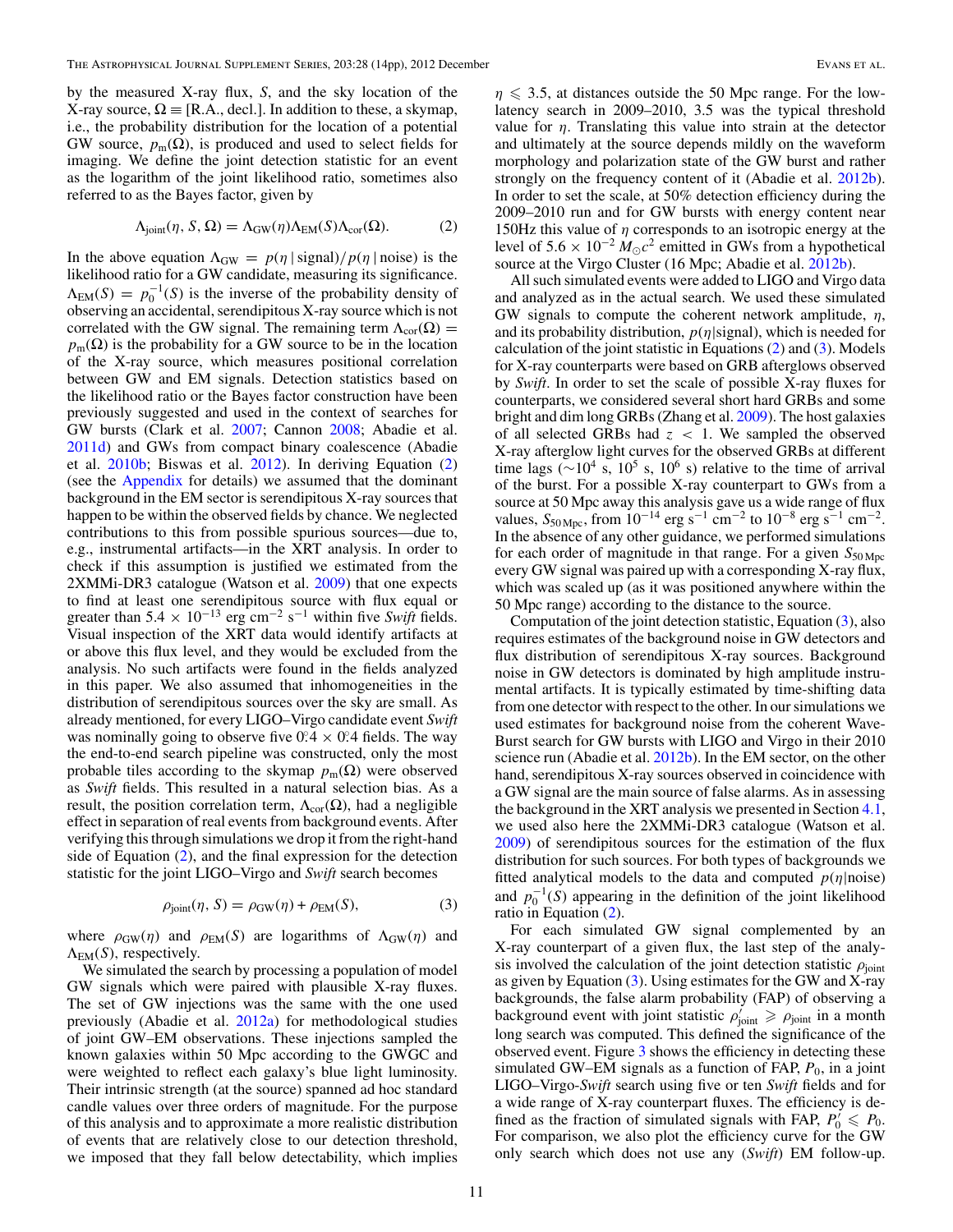by the measured X-ray flux, $S$, and the sky location of the X-ray source, $\Omega \equiv$ [R.A., decl.]. In addition to these, a skymap, i.e., the probability distribution for the location of a potential GW source, $p_{\mathrm{m}}(\Omega)$, is produced and used to select fields for imaging. We define the joint detection statistic for an event as the logarithm of the joint likelihood ratio, sometimes also referred to as the Bayes factor, given by

$$\Lambda_{\mathrm{joint}}(\eta, S, \Omega) = \Lambda_{\mathrm{GW}}(\eta)\Lambda_{\mathrm{EM}}(S)\Lambda_{\mathrm{cor}}(\Omega). \qquad (2)$$

In the above equation $\Lambda_{\mathrm{GW}} = p(\eta\,|\,\mathrm{signal})/p(\eta\,|\,\mathrm{noise})$ is the likelihood ratio for a GW candidate, measuring its significance. $\Lambda_{\mathrm{EM}}(S) = p_0^{-1}(S)$ is the inverse of the probability density of observing an accidental, serendipitous X-ray source which is not correlated with the GW signal. The remaining term $\Lambda_{\mathrm{cor}}(\Omega) = p_{\mathrm{m}}(\Omega)$ is the probability for a GW source to be in the location of the X-ray source, which measures positional correlation between GW and EM signals. Detection statistics based on the likelihood ratio or the Bayes factor construction have been previously suggested and used in the context of searches for GW bursts (Clark et al. 2007; Cannon 2008; Abadie et al. 2011d) and GWs from compact binary coalescence (Abadie et al. 2010b; Biswas et al. 2012). In deriving Equation (2) (see the Appendix for details) we assumed that the dominant background in the EM sector is serendipitous X-ray sources that happen to be within the observed fields by chance. We neglected contributions to this from possible spurious sources—due to, e.g., instrumental artifacts—in the XRT analysis. In order to check if this assumption is justified we estimated from the 2XMMi-DR3 catalogue (Watson et al. 2009) that one expects to find at least one serendipitous source with flux equal or greater than $5.4 \times 10^{-13}$ erg cm$^{-2}$ s$^{-1}$ within five *Swift* fields. Visual inspection of the XRT data would identify artifacts at or above this flux level, and they would be excluded from the analysis. No such artifacts were found in the fields analyzed in this paper. We also assumed that inhomogeneities in the distribution of serendipitous sources over the sky are small. As already mentioned, for every LIGO–Virgo candidate event *Swift* was nominally going to observe five $0.^{\circ}4 \times 0.^{\circ}4$ fields. The way the end-to-end search pipeline was constructed, only the most probable tiles according to the skymap $p_{\mathrm{m}}(\Omega)$ were observed as *Swift* fields. This resulted in a natural selection bias. As a result, the position correlation term, $\Lambda_{\mathrm{cor}}(\Omega)$, had a negligible effect in separation of real events from background events. After verifying this through simulations we drop it from the right-hand side of Equation (2), and the final expression for the detection statistic for the joint LIGO–Virgo and *Swift* search becomes

$$\rho_{\mathrm{joint}}(\eta, S) = \rho_{\mathrm{GW}}(\eta) + \rho_{\mathrm{EM}}(S), \qquad (3)$$

where $\rho_{\mathrm{GW}}(\eta)$ and $\rho_{\mathrm{EM}}(S)$ are logarithms of $\Lambda_{\mathrm{GW}}(\eta)$ and $\Lambda_{\mathrm{EM}}(S)$, respectively.

We simulated the search by processing a population of model GW signals which were paired with plausible X-ray fluxes. The set of GW injections was the same with the one used previously (Abadie et al. 2012a) for methodological studies of joint GW–EM observations. These injections sampled the known galaxies within 50 Mpc according to the GWGC and were weighted to reflect each galaxy's blue light luminosity. Their intrinsic strength (at the source) spanned ad hoc standard candle values over three orders of magnitude. For the purpose of this analysis and to approximate a more realistic distribution of events that are relatively close to our detection threshold, we imposed that they fall below detectability, which implies $\eta \leqslant 3.5$, at distances outside the 50 Mpc range. For the low-latency search in 2009–2010, 3.5 was the typical threshold value for $\eta$. Translating this value into strain at the detector and ultimately at the source depends mildly on the waveform morphology and polarization state of the GW burst and rather strongly on the frequency content of it (Abadie et al. 2012b). In order to set the scale, at 50% detection efficiency during the 2009–2010 run and for GW bursts with energy content near 150Hz this value of $\eta$ corresponds to an isotropic energy at the level of $5.6 \times 10^{-2}\, M_{\odot}c^2$ emitted in GWs from a hypothetical source at the Virgo Cluster (16 Mpc; Abadie et al. 2012b).

All such simulated events were added to LIGO and Virgo data and analyzed as in the actual search. We used these simulated GW signals to compute the coherent network amplitude, $\eta$, and its probability distribution, $p(\eta|\mathrm{signal})$, which is needed for calculation of the joint statistic in Equations (2) and (3). Models for X-ray counterparts were based on GRB afterglows observed by *Swift*. In order to set the scale of possible X-ray fluxes for counterparts, we considered several short hard GRBs and some bright and dim long GRBs (Zhang et al. 2009). The host galaxies of all selected GRBs had $z < 1$. We sampled the observed X-ray afterglow light curves for the observed GRBs at different time lags ($\sim 10^4$ s, $10^5$ s, $10^6$ s) relative to the time of arrival of the burst. For a possible X-ray counterpart to GWs from a source at 50 Mpc away this analysis gave us a wide range of flux values, $S_{50\,\mathrm{Mpc}}$, from $10^{-14}$ erg s$^{-1}$ cm$^{-2}$ to $10^{-8}$ erg s$^{-1}$ cm$^{-2}$. In the absence of any other guidance, we performed simulations for each order of magnitude in that range. For a given $S_{50\,\mathrm{Mpc}}$ every GW signal was paired up with a corresponding X-ray flux, which was scaled up (as it was positioned anywhere within the 50 Mpc range) according to the distance to the source.

Computation of the joint detection statistic, Equation (3), also requires estimates of the background noise in GW detectors and flux distribution of serendipitous X-ray sources. Background noise in GW detectors is dominated by high amplitude instrumental artifacts. It is typically estimated by time-shifting data from one detector with respect to the other. In our simulations we used estimates for background noise from the coherent WaveBurst search for GW bursts with LIGO and Virgo in their 2010 science run (Abadie et al. 2012b). In the EM sector, on the other hand, serendipitous X-ray sources observed in coincidence with a GW signal are the main source of false alarms. As in assessing the background in the XRT analysis we presented in Section 4.1, we used also here the 2XMMi-DR3 catalogue (Watson et al. 2009) of serendipitous sources for the estimation of the flux distribution for such sources. For both types of backgrounds we fitted analytical models to the data and computed $p(\eta|\mathrm{noise})$ and $p_0^{-1}(S)$ appearing in the definition of the joint likelihood ratio in Equation (2).

For each simulated GW signal complemented by an X-ray counterpart of a given flux, the last step of the analysis involved the calculation of the joint detection statistic $\rho_{\mathrm{joint}}$ as given by Equation (3). Using estimates for the GW and X-ray backgrounds, the false alarm probability (FAP) of observing a background event with joint statistic $\rho'_{\mathrm{joint}} \geqslant \rho_{\mathrm{joint}}$ in a month long search was computed. This defined the significance of the observed event. Figure 3 shows the efficiency in detecting these simulated GW–EM signals as a function of FAP, $P_0$, in a joint LIGO–Virgo-*Swift* search using five or ten *Swift* fields and for a wide range of X-ray counterpart fluxes. The efficiency is defined as the fraction of simulated signals with FAP, $P'_0 \leqslant P_0$. For comparison, we also plot the efficiency curve for the GW only search which does not use any (*Swift*) EM follow-up.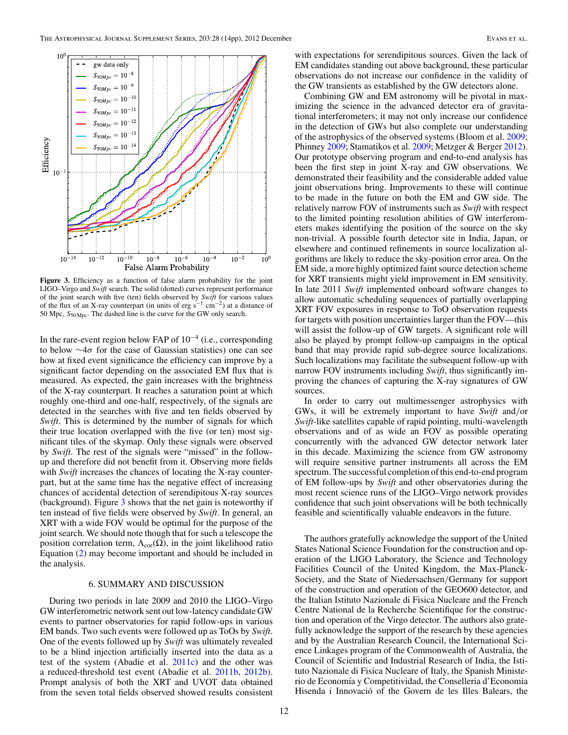**Figure 3.** Efficiency as a function of false alarm probability for the joint LIGO–Virgo and *Swift* search. The solid (dotted) curves represent performance of the joint search with five (ten) fields observed by *Swift* for various values of the flux of an X-ray counterpart (in units of erg $s^{-1}$ $cm^{-2}$) at a distance of 50 Mpc, $S_{50\,\mathrm{Mpc}}$. The dashed line is the curve for the GW only search.

In the rare-event region below FAP of $10^{-4}$ (i.e., corresponding to below $\sim 4\sigma$ for the case of Gaussian statistics) one can see how at fixed event significance the efficiency can improve by a significant factor depending on the associated EM flux that is measured. As expected, the gain increases with the brightness of the X-ray counterpart. It reaches a saturation point at which roughly one-third and one-half, respectively, of the signals are detected in the searches with five and ten fields observed by *Swift*. This is determined by the number of signals for which their true location overlapped with the five (or ten) most significant tiles of the skymap. Only these signals were observed by *Swift*. The rest of the signals were "missed" in the follow-up and therefore did not benefit from it. Observing more fields with *Swift* increases the chances of locating the X-ray counterpart, but at the same time has the negative effect of increasing chances of accidental detection of serendipitous X-ray sources (background). Figure 3 shows that the net gain is noteworthy if ten instead of five fields were observed by *Swift*. In general, an XRT with a wide FOV would be optimal for the purpose of the joint search. We should note though that for such a telescope the position correlation term, $\Lambda_{\mathrm{cor}}(\Omega)$, in the joint likelihood ratio Equation (2) may become important and should be included in the analysis.

## 6. SUMMARY AND DISCUSSION

During two periods in late 2009 and 2010 the LIGO–Virgo GW interferometric network sent out low-latency candidate GW events to partner observatories for rapid follow-ups in various EM bands. Two such events were followed up as ToOs by *Swift*. One of the events followed up by *Swift* was ultimately revealed to be a blind injection artificially inserted into the data as a test of the system (Abadie et al. 2011c) and the other was a reduced-threshold test event (Abadie et al. 2011b, 2012b). Prompt analysis of both the XRT and UVOT data obtained from the seven total fields observed showed results consistent with expectations for serendipitous sources. Given the lack of EM candidates standing out above background, these particular observations do not increase our confidence in the validity of the GW transients as established by the GW detectors alone.

Combining GW and EM astronomy will be pivotal in maximizing the science in the advanced detector era of gravitational interferometers; it may not only increase our confidence in the detection of GWs but also complete our understanding of the astrophysics of the observed systems (Bloom et al. 2009; Phinney 2009; Stamatikos et al. 2009; Metzger & Berger 2012). Our prototype observing program and end-to-end analysis has been the first step in joint X-ray and GW observations. We demonstrated their feasibility and the considerable added value joint observations bring. Improvements to these will continue to be made in the future on both the EM and GW side. The relatively narrow FOV of instruments such as *Swift* with respect to the limited pointing resolution abilities of GW interferometers makes identifying the position of the source on the sky non-trivial. A possible fourth detector site in India, Japan, or elsewhere and continued refinements in source localization algorithms are likely to reduce the sky-position error area. On the EM side, a more highly optimized faint source detection scheme for XRT transients might yield improvement in EM sensitivity. In late 2011 *Swift* implemented onboard software changes to allow automatic scheduling sequences of partially overlapping XRT FOV exposures in response to ToO observation requests for targets with position uncertainties larger than the FOV—this will assist the follow-up of GW targets. A significant role will also be played by prompt follow-up campaigns in the optical band that may provide rapid sub-degree source localizations. Such localizations may facilitate the subsequent follow-up with narrow FOV instruments including *Swift*, thus significantly improving the chances of capturing the X-ray signatures of GW sources.

In order to carry out multimessenger astrophysics with GWs, it will be extremely important to have *Swift* and/or *Swift*-like satellites capable of rapid pointing, multi-wavelength observations and of as wide an FOV as possible operating concurrently with the advanced GW detector network later in this decade. Maximizing the science from GW astronomy will require sensitive partner instruments all across the EM spectrum. The successful completion of this end-to-end program of EM follow-ups by *Swift* and other observatories during the most recent science runs of the LIGO–Virgo network provides confidence that such joint observations will be both technically feasible and scientifically valuable endeavors in the future.

The authors gratefully acknowledge the support of the United States National Science Foundation for the construction and operation of the LIGO Laboratory, the Science and Technology Facilities Council of the United Kingdom, the Max-Planck-Society, and the State of Niedersachsen/Germany for support of the construction and operation of the GEO600 detector, and the Italian Istituto Nazionale di Fisica Nucleare and the French Centre National de la Recherche Scientifique for the construction and operation of the Virgo detector. The authors also gratefully acknowledge the support of the research by these agencies and by the Australian Research Council, the International Science Linkages program of the Commonwealth of Australia, the Council of Scientific and Industrial Research of India, the Istituto Nazionale di Fisica Nucleare of Italy, the Spanish Ministerio de Economía y Competitividad, the Conselleria d'Economia Hisenda i Innovació of the Govern de les Illes Balears, the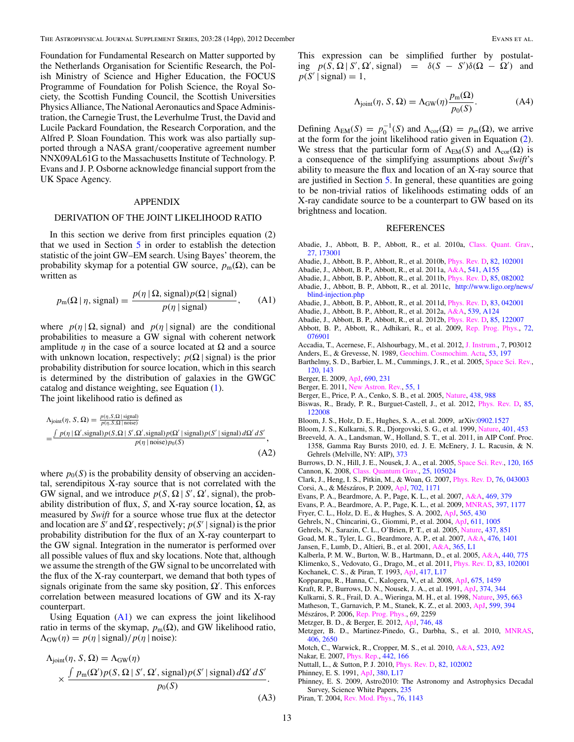Foundation for Fundamental Research on Matter supported by the Netherlands Organisation for Scientific Research, the Polish Ministry of Science and Higher Education, the FOCUS Programme of Foundation for Polish Science, the Royal Society, the Scottish Funding Council, the Scottish Universities Physics Alliance, The National Aeronautics and Space Administration, the Carnegie Trust, the Leverhulme Trust, the David and Lucile Packard Foundation, the Research Corporation, and the Alfred P. Sloan Foundation. This work was also partially supported through a NASA grant/cooperative agreement number NNX09AL61G to the Massachusetts Institute of Technology. P. Evans and J. P. Osborne acknowledge financial support from the UK Space Agency.

## APPENDIX

### DERIVATION OF THE JOINT LIKELIHOOD RATIO

In this section we derive from first principles equation (2) that we used in Section 5 in order to establish the detection statistic of the joint GW–EM search. Using Bayes' theorem, the probability skymap for a potential GW source, $p_{\rm m}(\Omega)$, can be written as

$$p_{\rm m}(\Omega\,|\,\eta, \text{signal}) = \frac{p(\eta\,|\,\Omega, \text{signal})p(\Omega\,|\,\text{signal})}{p(\eta\,|\,\text{signal})}, \tag{A1}$$

where $p(\eta\,|\,\Omega, \text{signal})$ and $p(\eta\,|\,\text{signal})$ are the conditional probabilities to measure a GW signal with coherent network amplitude $\eta$ in the case of a source located at $\Omega$ and a source with unknown location, respectively; $p(\Omega\,|\,\text{signal})$ is the prior probability distribution for source location, which in this search is determined by the distribution of galaxies in the GWGC catalog and distance weighting, see Equation (1).

The joint likelihood ratio is defined as

$$\Lambda_{\rm joint}(\eta, S, \Omega) = \frac{p(\eta, S, \Omega\,|\,\text{signal})}{p(\eta, S, \Omega\,|\,\text{noise})}$$
$$= \frac{\int p(\eta\,|\,\Omega', \text{signal})p(S, \Omega\,|\,S', \Omega', \text{signal})p(\Omega'\,|\,\text{signal})p(S'\,|\,\text{signal})\,d\Omega'\,dS'}{p(\eta\,|\,\text{noise})p_0(S)}, \tag{A2}$$

where $p_0(S)$ is the probability density of observing an accidental, serendipitous X-ray source that is not correlated with the GW signal, and we introduce $p(S, \Omega\,|\,S', \Omega', \text{signal})$, the probability distribution of flux, $S$, and X-ray source location, $\Omega$, as measured by *Swift* for a source whose true flux at the detector and location are $S'$ and $\Omega'$, respectively; $p(S'\,|\,\text{signal})$ is the prior probability distribution for the flux of an X-ray counterpart to the GW signal. Integration in the numerator is performed over all possible values of flux and sky locations. Note that, although we assume the strength of the GW signal to be uncorrelated with the flux of the X-ray counterpart, we demand that both types of signals originate from the same sky position, $\Omega'$. This enforces correlation between measured locations of GW and its X-ray counterpart.

Using Equation (A1) we can express the joint likelihood ratio in terms of the skymap, $p_{\rm m}(\Omega)$, and GW likelihood ratio, $\Lambda_{\rm GW}(\eta) = p(\eta\,|\,\text{signal})/p(\eta\,|\,\text{noise})$:

$$\Lambda_{\rm joint}(\eta, S, \Omega) = \Lambda_{\rm GW}(\eta) \times \frac{\int p_{\rm m}(\Omega')p(S, \Omega\,|\,S', \Omega', \text{signal})p(S'\,|\,\text{signal})\,d\Omega'\,dS'}{p_0(S)}. \tag{A3}$$

This expression can be simplified further by postulating $p(S, \Omega\,|\,S', \Omega', \text{signal}) = \delta(S - S')\delta(\Omega - \Omega')$ and $p(S'\,|\,\text{signal}) = 1$,

$$\Lambda_{\rm joint}(\eta, S, \Omega) = \Lambda_{\rm GW}(\eta)\frac{p_{\rm m}(\Omega)}{p_0(S)}. \tag{A4}$$

Defining $\Lambda_{\rm EM}(S) = p_0^{-1}(S)$ and $\Lambda_{\rm cor}(\Omega) = p_{\rm m}(\Omega)$, we arrive at the form for the joint likelihood ratio given in Equation (2). We stress that the particular form of $\Lambda_{\rm EM}(S)$ and $\Lambda_{\rm cor}(\Omega)$ is a consequence of the simplifying assumptions about *Swift*'s ability to measure the flux and location of an X-ray source that are justified in Section 5. In general, these quantities are going to be non-trivial ratios of likelihoods estimating odds of an X-ray candidate source to be a counterpart to GW based on its brightness and location.

## REFERENCES

Abadie, J., Abbott, B. P., Abbott, R., et al. 2010a, Class. Quant. Grav., 27, 173001
Abadie, J., Abbott, B. P., Abbott, R., et al. 2010b, Phys. Rev. D, 82, 102001
Abadie, J., Abbott, B. P., Abbott, R., et al. 2011a, A&A, 541, A155
Abadie, J., Abbott, B. P., Abbott, R., et al. 2011b, Phys. Rev. D, 85, 082002
Abadie, J., Abbott, B. P., Abbott, R., et al. 2011c, http://www.ligo.org/news/blind-injection.php
Abadie, J., Abbott, B. P., Abbott, R., et al. 2011d, Phys. Rev. D, 83, 042001
Abadie, J., Abbott, B. P., Abbott, R., et al. 2012a, A&A, 539, A124
Abadie, J., Abbott, B. P., Abbott, R., et al. 2012b, Phys. Rev. D, 85, 122007
Abbott, B. P., Abbott, R., Adhikari, R., et al. 2009, Rep. Prog. Phys., 72, 076901
Accadia, T., Acernese, F., Alshourbagy, M., et al. 2012, J. Instrum., 7, P03012
Anders, E., & Grevesse, N. 1989, Geochim. Cosmochim. Acta, 53, 197
Barthelmy, S. D., Barbier, L. M., Cummings, J. R., et al. 2005, Space Sci. Rev., 120, 143
Berger, E. 2009, ApJ, 690, 231
Berger, E. 2011, New Astron. Rev., 55, 1
Berger, E., Price, P. A., Cenko, S. B., et al. 2005, Nature, 438, 988
Biswas, R., Brady, P. R., Burguet-Castell, J., et al. 2012, Phys. Rev. D, 85, 122008
Bloom, J. S., Holz, D. E., Hughes, S. A., et al. 2009, arXiv:0902.1527
Bloom, J. S., Kulkarni, S. R., Djorgovski, S. G., et al. 1999, Nature, 401, 453
Breeveld, A. A., Landsman, W., Holland, S. T., et al. 2011, in AIP Conf. Proc. 1358, Gamma Ray Bursts 2010, ed. J. E. McEnery, J. L. Racusin, & N. Gehrels (Melville, NY: AIP), 373
Burrows, D. N., Hill, J. E., Nousek, J. A., et al. 2005, Space Sci. Rev., 120, 165
Cannon, K. 2008, Class. Quantum Grav., 25, 105024
Clark, J., Heng, I. S., Pitkin, M., & Woan, G. 2007, Phys. Rev. D, 76, 043003
Corsi, A., & Mészáros, P. 2009, ApJ, 702, 1171
Evans, P. A., Beardmore, A. P., Page, K. L., et al. 2007, A&A, 469, 379
Evans, P. A., Beardmore, A. P., Page, K. L., et al. 2009, MNRAS, 397, 1177
Fryer, C. L., Holz, D. E., & Hughes, S. A. 2002, ApJ, 565, 430
Gehrels, N., Chincarini, G., Giommi, P., et al. 2004, ApJ, 611, 1005
Gehrels, N., Sarazin, C. L., O'Brien, P. T., et al. 2005, Nature, 437, 851
Goad, M. R., Tyler, L. G., Beardmore, A. P., et al. 2007, A&A, 476, 1401
Jansen, F., Lumb, D., Altieri, B., et al. 2001, A&A, 365, L1
Kalberla, P. M. W., Burton, W. B., Hartmann, D., et al. 2005, A&A, 440, 775
Klimenko, S., Vedovato, G., Drago, M., et al. 2011, Phys. Rev. D, 83, 102001
Kochanek, C. S., & Piran, T. 1993, ApJ, 417, L17
Kopparapu, R., Hanna, C., Kalogera, V., et al. 2008, ApJ, 675, 1459
Kraft, R. P., Burrows, D. N., Nousek, J. A., et al. 1991, ApJ, 374, 344
Kulkarni, S. R., Frail, D. A., Wieringa, M. H., et al. 1998, Nature, 395, 663
Matheson, T., Garnavich, P. M., Stanek, K. Z., et al. 2003, ApJ, 599, 394
Mészáros, P. 2006, Rep. Prog. Phys., 69, 2259
Metzger, B. D., & Berger, E. 2012, ApJ, 746, 48
Metzger, B. D., Martinez-Pinedo, G., Darbha, S., et al. 2010, MNRAS, 406, 2650
Motch, C., Warwick, R., Cropper, M. S., et al. 2010, A&A, 523, A92
Nakar, E. 2007, Phys. Rep., 442, 166
Nuttall, L., & Sutton, P. J. 2010, Phys. Rev. D, 82, 102002
Phinney, E. S. 1991, ApJ, 380, L17
Phinney, E. S. 2009, Astro2010: The Astronomy and Astrophysics Decadal Survey, Science White Papers, 235
Piran, T. 2004, Rev. Mod. Phys., 76, 1143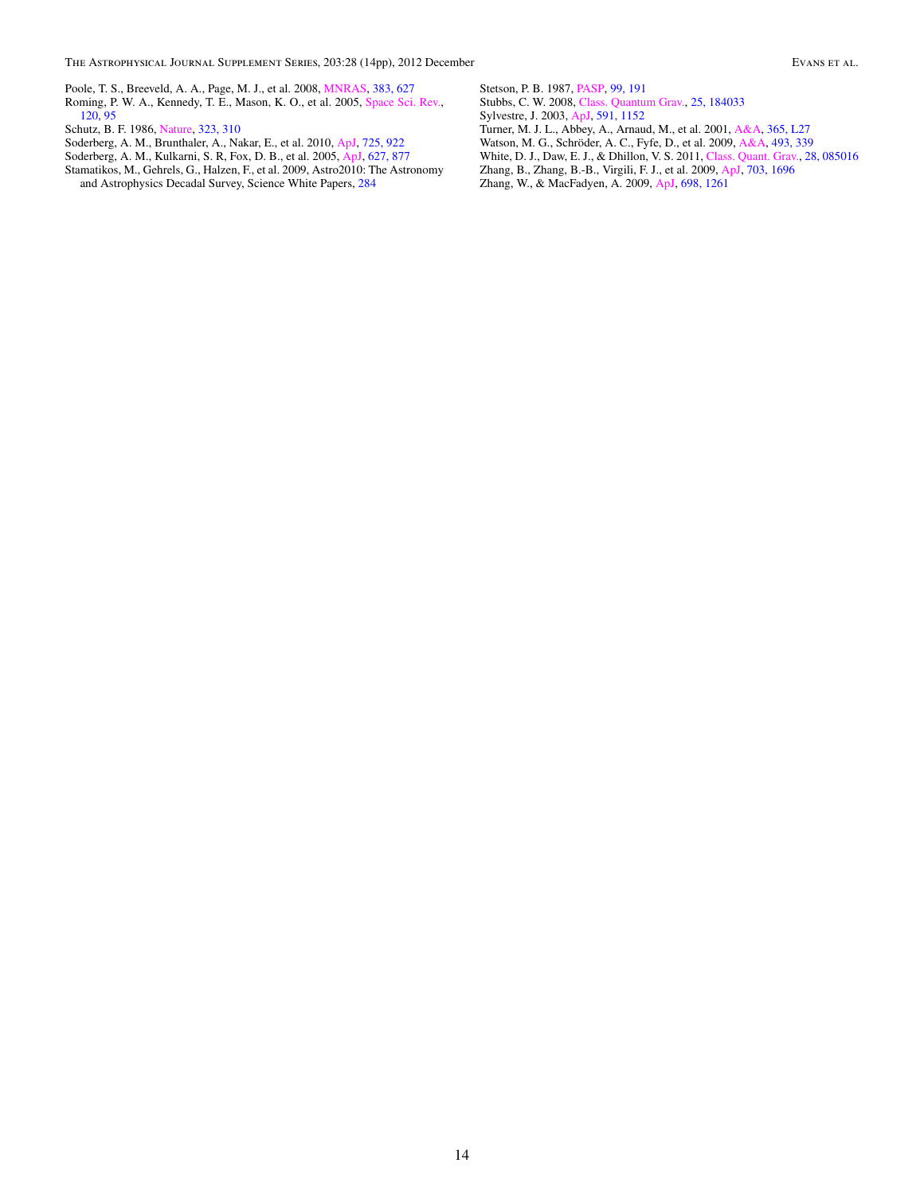Poole, T. S., Breeveld, A. A., Page, M. J., et al. 2008, MNRAS, 383, 627

Roming, P. W. A., Kennedy, T. E., Mason, K. O., et al. 2005, Space Sci. Rev., 120, 95

Schutz, B. F. 1986, Nature, 323, 310

Soderberg, A. M., Brunthaler, A., Nakar, E., et al. 2010, ApJ, 725, 922

Soderberg, A. M., Kulkarni, S. R, Fox, D. B., et al. 2005, ApJ, 627, 877

Stamatikos, M., Gehrels, G., Halzen, F., et al. 2009, Astro2010: The Astronomy and Astrophysics Decadal Survey, Science White Papers, 284

Stetson, P. B. 1987, PASP, 99, 191

Stubbs, C. W. 2008, Class. Quantum Grav., 25, 184033

Sylvestre, J. 2003, ApJ, 591, 1152

Turner, M. J. L., Abbey, A., Arnaud, M., et al. 2001, A&A, 365, L27

Watson, M. G., Schröder, A. C., Fyfe, D., et al. 2009, A&A, 493, 339

White, D. J., Daw, E. J., & Dhillon, V. S. 2011, Class. Quant. Grav., 28, 085016

Zhang, B., Zhang, B.-B., Virgili, F. J., et al. 2009, ApJ, 703, 1696

Zhang, W., & MacFadyen, A. 2009, ApJ, 698, 1261